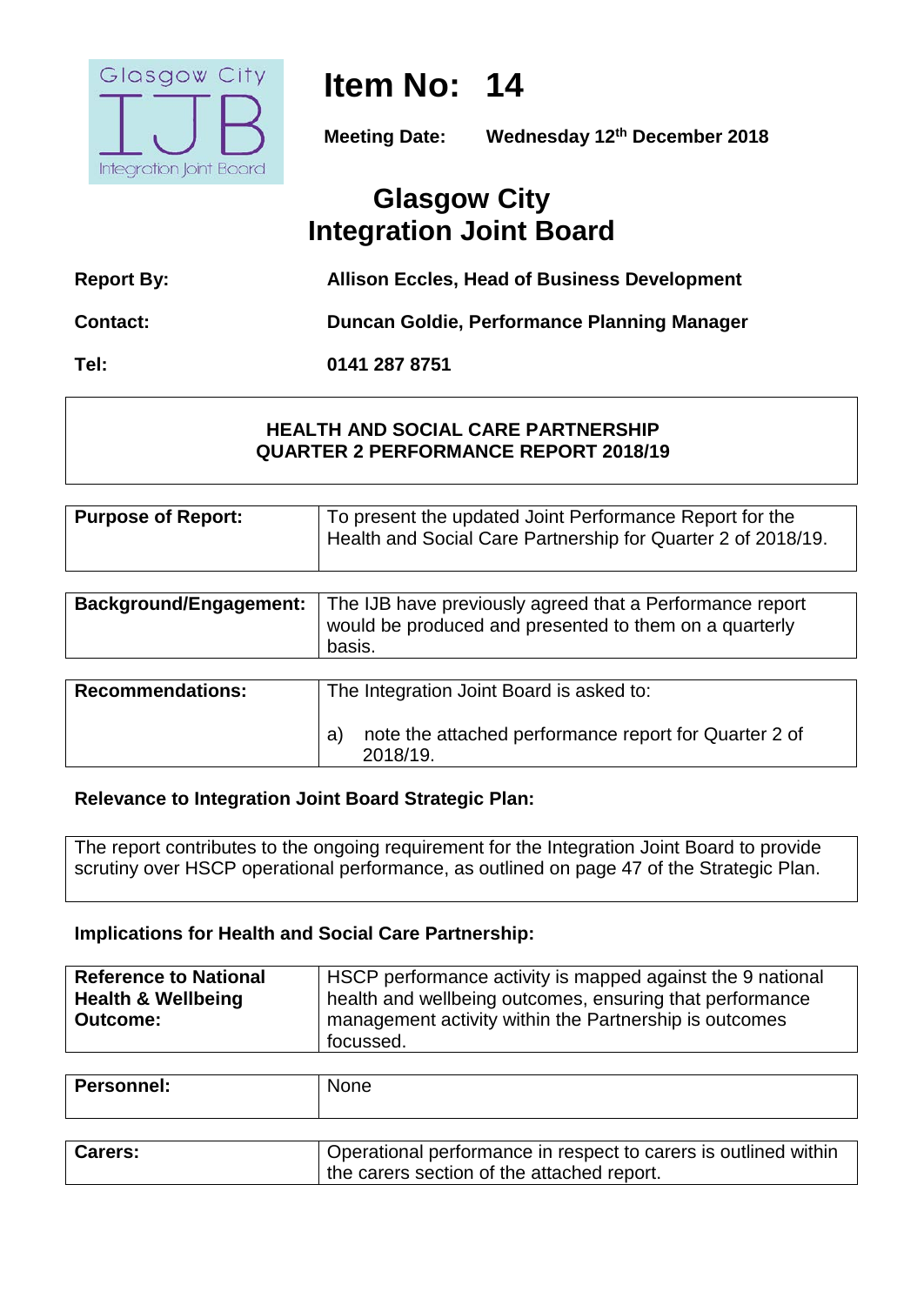# Item No: 14

**Meeting Date:** **Wednesday 12th December 2018**

## Glasgow City Integration Joint Board

**Report By:** **Allison Eccles, Head of Business Development**

**Contact:** **Duncan Goldie, Performance Planning Manager**

**Tel:** **0141 287 8751**

### HEALTH AND SOCIAL CARE PARTNERSHIP QUARTER 2 PERFORMANCE REPORT 2018/19

| | |
|---|---|
| **Purpose of Report:** | To present the updated Joint Performance Report for the Health and Social Care Partnership for Quarter 2 of 2018/19. |

| | |
|---|---|
| **Background/Engagement:** | The IJB have previously agreed that a Performance report would be produced and presented to them on a quarterly basis. |

| | |
|---|---|
| **Recommendations:** | The Integration Joint Board is asked to:<br><br>a) note the attached performance report for Quarter 2 of 2018/19. |

**Relevance to Integration Joint Board Strategic Plan:**

The report contributes to the ongoing requirement for the Integration Joint Board to provide scrutiny over HSCP operational performance, as outlined on page 47 of the Strategic Plan.

**Implications for Health and Social Care Partnership:**

| | |
|---|---|
| **Reference to National Health & Wellbeing Outcome:** | HSCP performance activity is mapped against the 9 national health and wellbeing outcomes, ensuring that performance management activity within the Partnership is outcomes focussed. |

| | |
|---|---|
| **Personnel:** | None |

| | |
|---|---|
| **Carers:** | Operational performance in respect to carers is outlined within the carers section of the attached report. |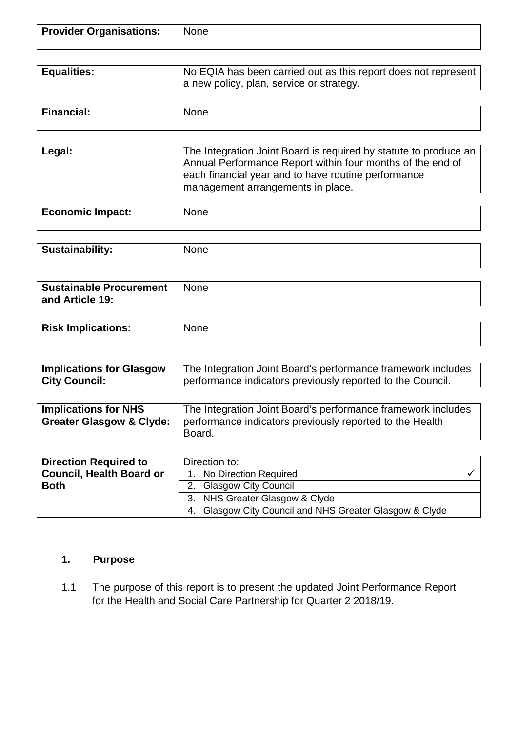| **Provider Organisations:** | None |
|---|---|

| **Equalities:** | No EQIA has been carried out as this report does not represent a new policy, plan, service or strategy. |
|---|---|

| **Financial:** | None |
|---|---|

| **Legal:** | The Integration Joint Board is required by statute to produce an Annual Performance Report within four months of the end of each financial year and to have routine performance management arrangements in place. |
|---|---|

| **Economic Impact:** | None |
|---|---|

| **Sustainability:** | None |
|---|---|

| **Sustainable Procurement and Article 19:** | None |
|---|---|

| **Risk Implications:** | None |
|---|---|

| **Implications for Glasgow City Council:** | The Integration Joint Board's performance framework includes performance indicators previously reported to the Council. |
|---|---|

| **Implications for NHS Greater Glasgow & Clyde:** | The Integration Joint Board's performance framework includes performance indicators previously reported to the Health Board. |
|---|---|

| **Direction Required to Council, Health Board or Both** | Direction to: | |
|---|---|---|
| | 1. No Direction Required | ✓ |
| | 2. Glasgow City Council | |
| | 3. NHS Greater Glasgow & Clyde | |
| | 4. Glasgow City Council and NHS Greater Glasgow & Clyde | |

## 1. Purpose

1.1 The purpose of this report is to present the updated Joint Performance Report for the Health and Social Care Partnership for Quarter 2 2018/19.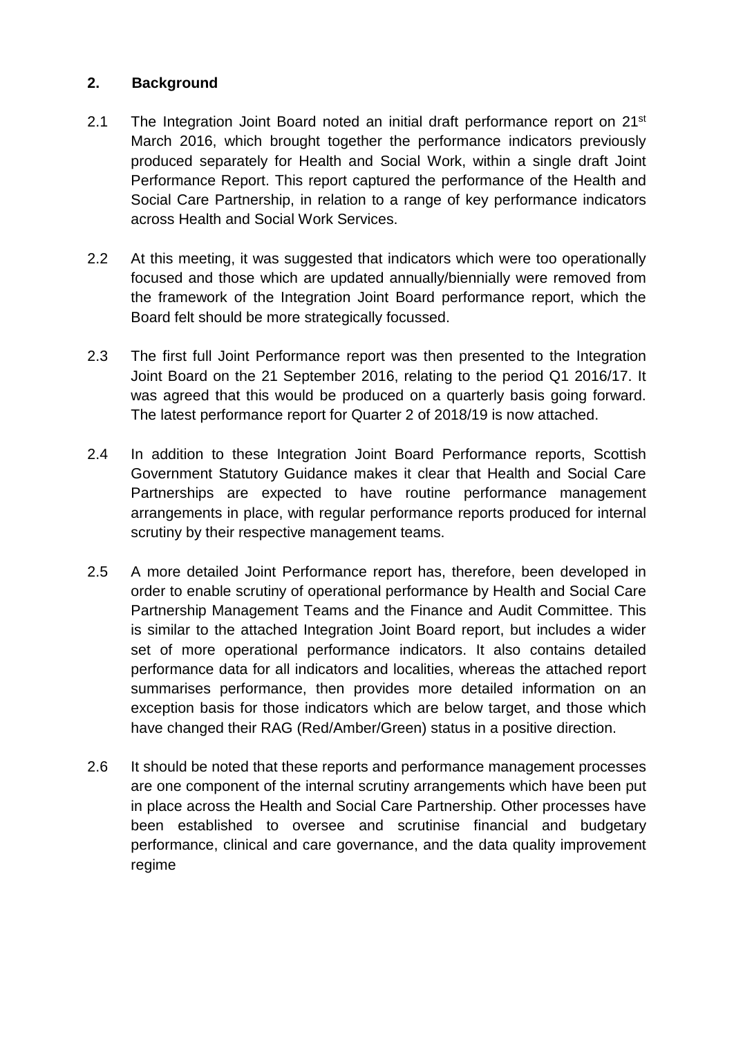## 2. Background

2.1 The Integration Joint Board noted an initial draft performance report on 21st March 2016, which brought together the performance indicators previously produced separately for Health and Social Work, within a single draft Joint Performance Report. This report captured the performance of the Health and Social Care Partnership, in relation to a range of key performance indicators across Health and Social Work Services.

2.2 At this meeting, it was suggested that indicators which were too operationally focused and those which are updated annually/biennially were removed from the framework of the Integration Joint Board performance report, which the Board felt should be more strategically focussed.

2.3 The first full Joint Performance report was then presented to the Integration Joint Board on the 21 September 2016, relating to the period Q1 2016/17. It was agreed that this would be produced on a quarterly basis going forward. The latest performance report for Quarter 2 of 2018/19 is now attached.

2.4 In addition to these Integration Joint Board Performance reports, Scottish Government Statutory Guidance makes it clear that Health and Social Care Partnerships are expected to have routine performance management arrangements in place, with regular performance reports produced for internal scrutiny by their respective management teams.

2.5 A more detailed Joint Performance report has, therefore, been developed in order to enable scrutiny of operational performance by Health and Social Care Partnership Management Teams and the Finance and Audit Committee. This is similar to the attached Integration Joint Board report, but includes a wider set of more operational performance indicators. It also contains detailed performance data for all indicators and localities, whereas the attached report summarises performance, then provides more detailed information on an exception basis for those indicators which are below target, and those which have changed their RAG (Red/Amber/Green) status in a positive direction.

2.6 It should be noted that these reports and performance management processes are one component of the internal scrutiny arrangements which have been put in place across the Health and Social Care Partnership. Other processes have been established to oversee and scrutinise financial and budgetary performance, clinical and care governance, and the data quality improvement regime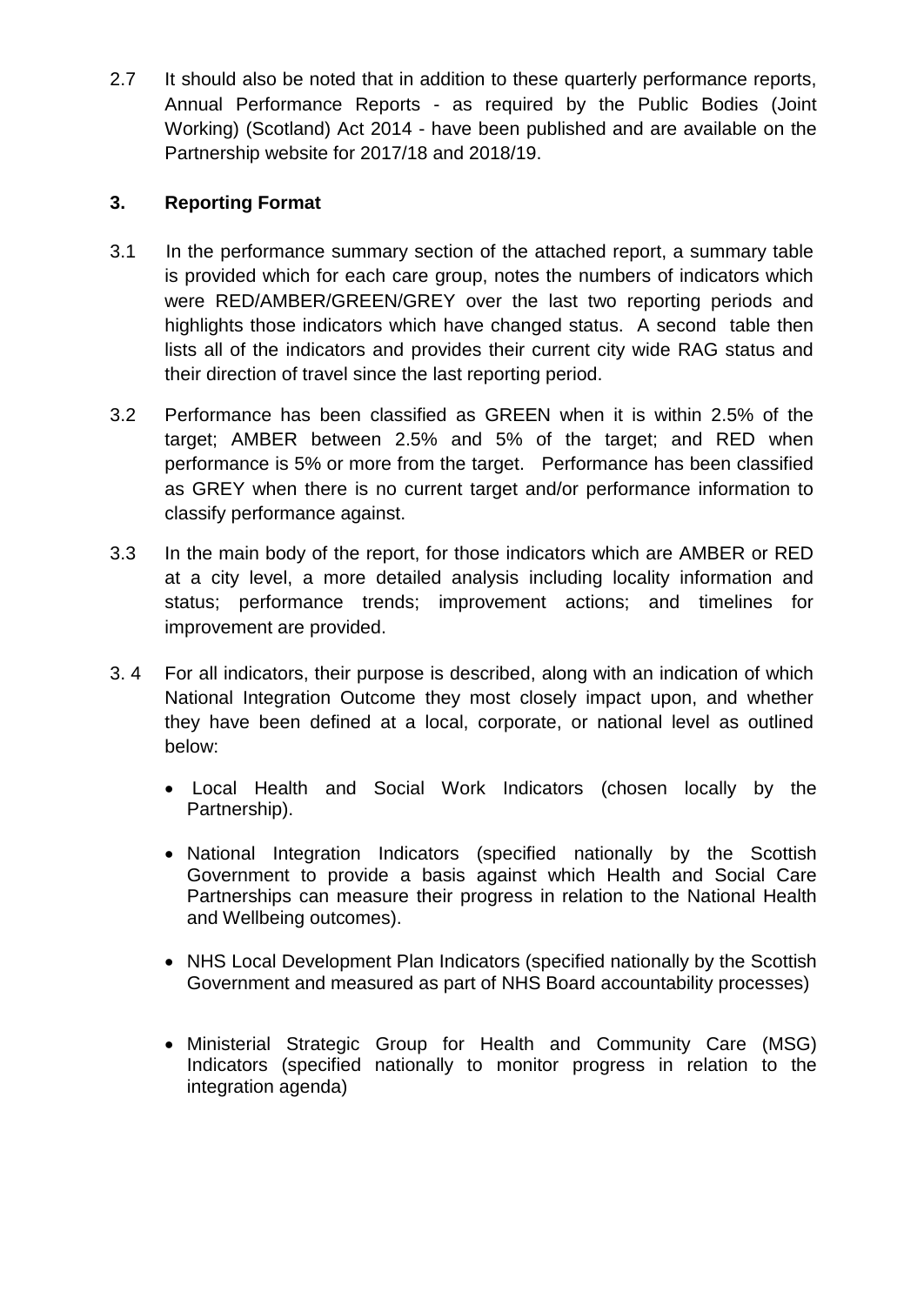2.7 It should also be noted that in addition to these quarterly performance reports, Annual Performance Reports - as required by the Public Bodies (Joint Working) (Scotland) Act 2014 - have been published and are available on the Partnership website for 2017/18 and 2018/19.

## 3. Reporting Format

3.1 In the performance summary section of the attached report, a summary table is provided which for each care group, notes the numbers of indicators which were RED/AMBER/GREEN/GREY over the last two reporting periods and highlights those indicators which have changed status. A second table then lists all of the indicators and provides their current city wide RAG status and their direction of travel since the last reporting period.

3.2 Performance has been classified as GREEN when it is within 2.5% of the target; AMBER between 2.5% and 5% of the target; and RED when performance is 5% or more from the target. Performance has been classified as GREY when there is no current target and/or performance information to classify performance against.

3.3 In the main body of the report, for those indicators which are AMBER or RED at a city level, a more detailed analysis including locality information and status; performance trends; improvement actions; and timelines for improvement are provided.

3.4 For all indicators, their purpose is described, along with an indication of which National Integration Outcome they most closely impact upon, and whether they have been defined at a local, corporate, or national level as outlined below:

- Local Health and Social Work Indicators (chosen locally by the Partnership).
- National Integration Indicators (specified nationally by the Scottish Government to provide a basis against which Health and Social Care Partnerships can measure their progress in relation to the National Health and Wellbeing outcomes).
- NHS Local Development Plan Indicators (specified nationally by the Scottish Government and measured as part of NHS Board accountability processes)
- Ministerial Strategic Group for Health and Community Care (MSG) Indicators (specified nationally to monitor progress in relation to the integration agenda)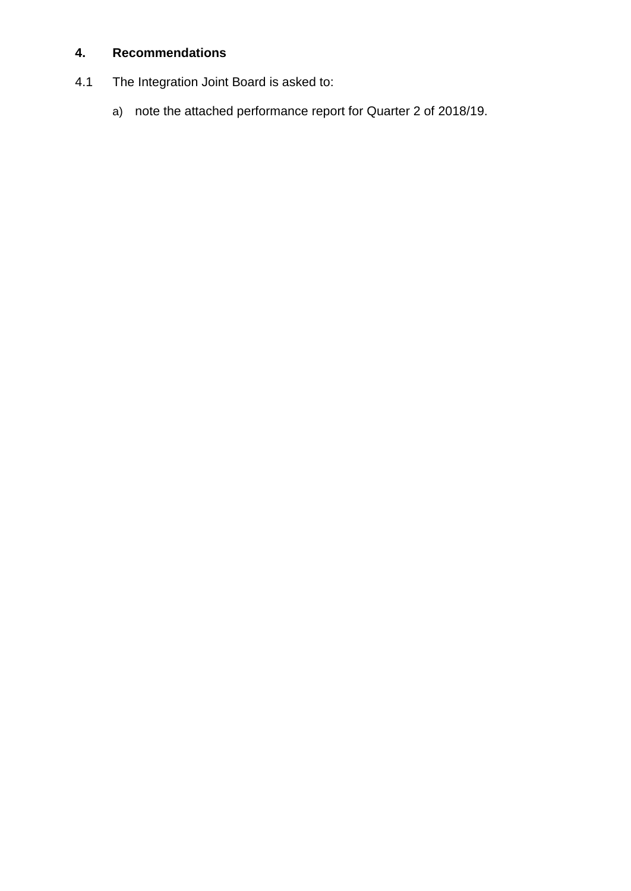## 4. Recommendations

4.1 The Integration Joint Board is asked to:

a) note the attached performance report for Quarter 2 of 2018/19.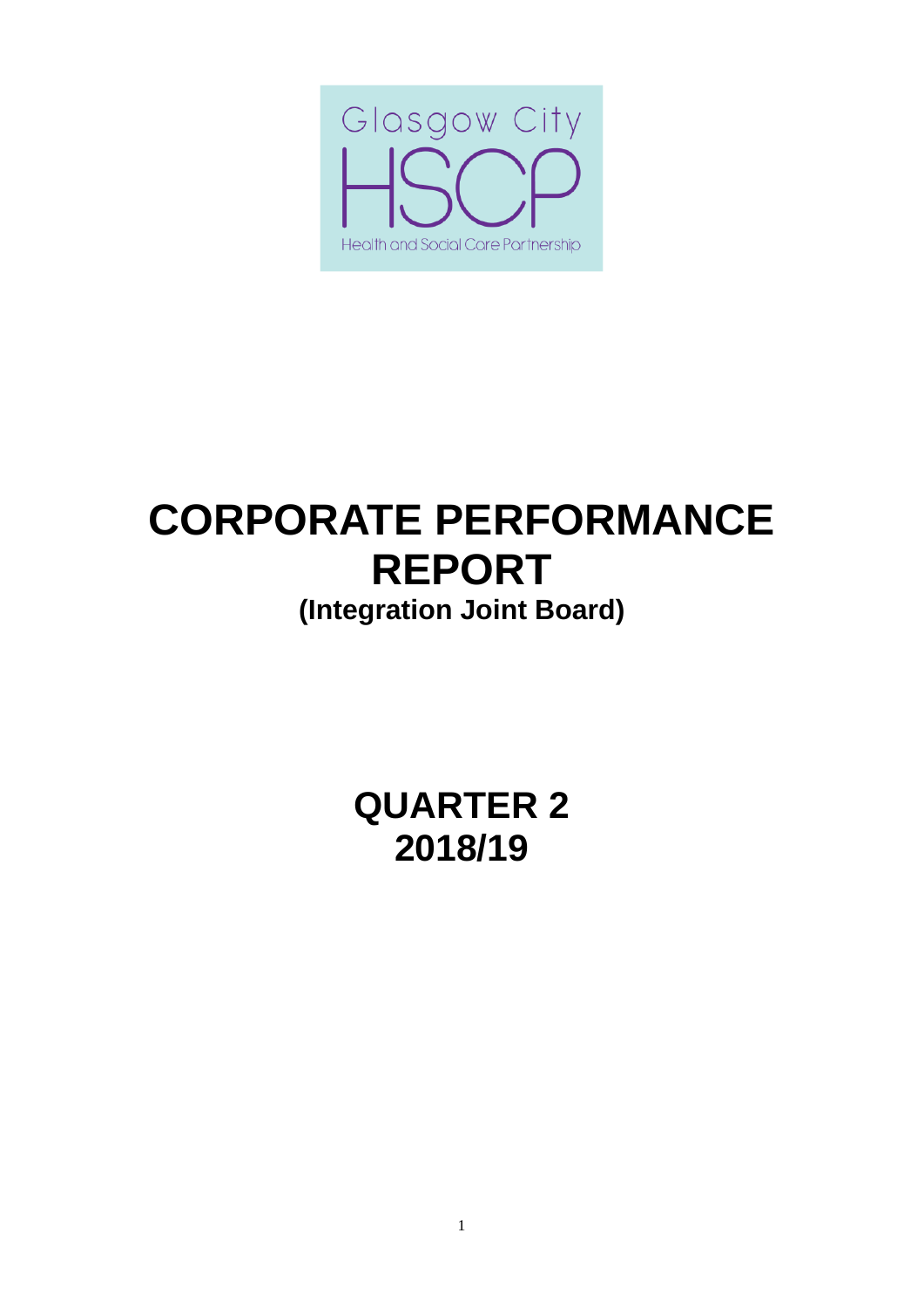Glasgow City

HSCP

Health and Social Care Partnership

# CORPORATE PERFORMANCE REPORT

## (Integration Joint Board)

# QUARTER 2 2018/19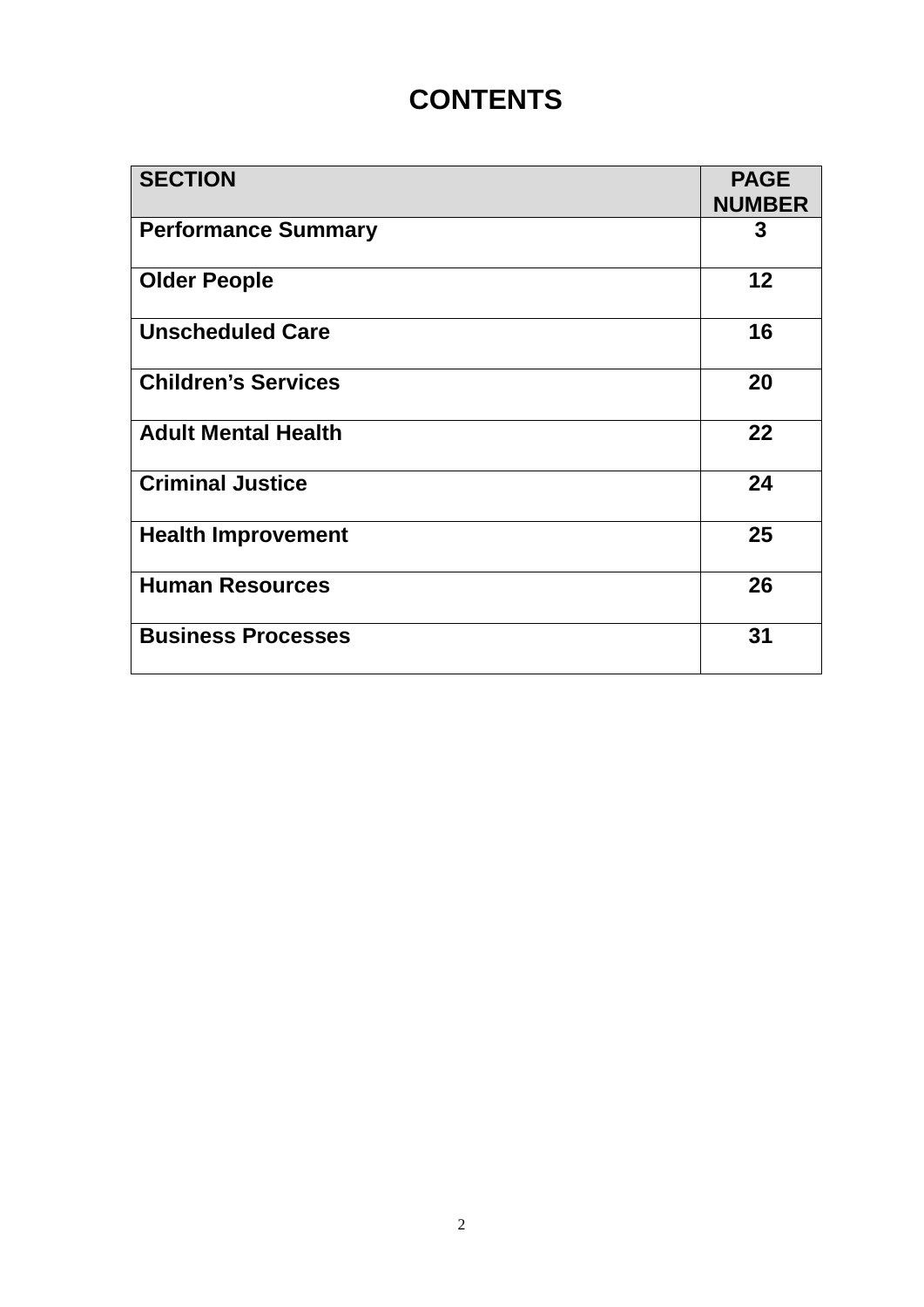# CONTENTS

| SECTION | PAGE NUMBER |
|---|---|
| **Performance Summary** | **3** |
| **Older People** | **12** |
| **Unscheduled Care** | **16** |
| **Children's Services** | **20** |
| **Adult Mental Health** | **22** |
| **Criminal Justice** | **24** |
| **Health Improvement** | **25** |
| **Human Resources** | **26** |
| **Business Processes** | **31** |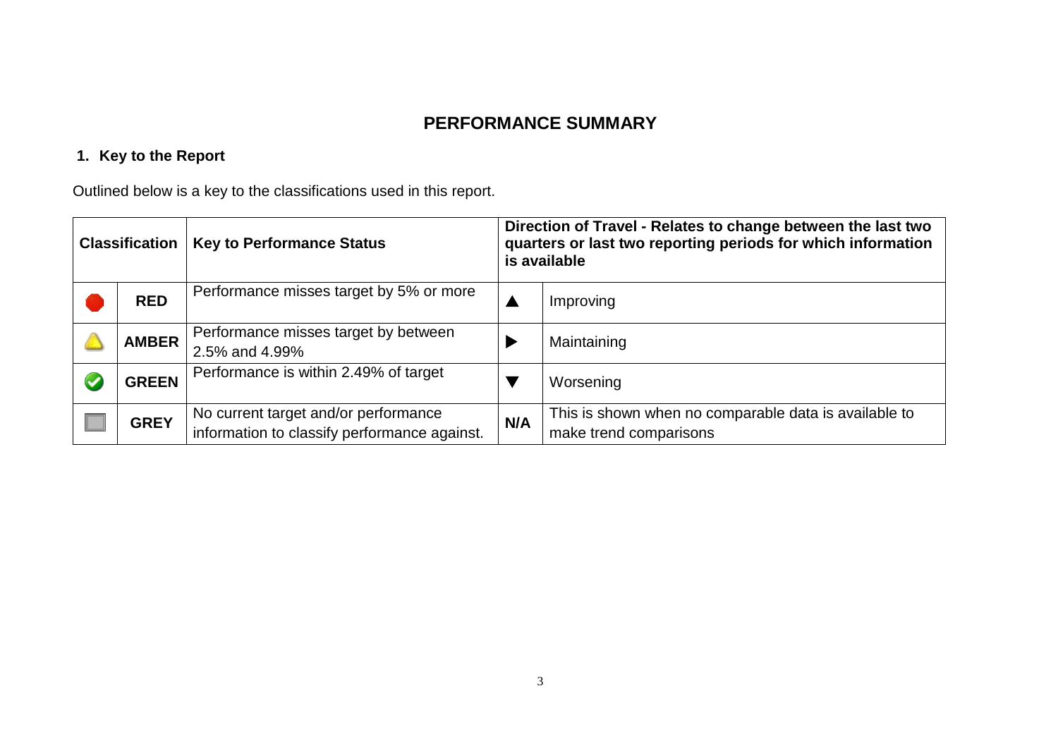# PERFORMANCE SUMMARY

## 1. Key to the Report

Outlined below is a key to the classifications used in this report.

| Classification | | Key to Performance Status | Direction of Travel - Relates to change between the last two quarters or last two reporting periods for which information is available | |
|---|---|---|---|---|
| 🔴 | **RED** | Performance misses target by 5% or more | ▲ | Improving |
| ⚠️ | **AMBER** | Performance misses target by between 2.5% and 4.99% | ▶ | Maintaining |
| ✅ | **GREEN** | Performance is within 2.49% of target | ▼ | Worsening |
| ⬜ | **GREY** | No current target and/or performance information to classify performance against. | **N/A** | This is shown when no comparable data is available to make trend comparisons |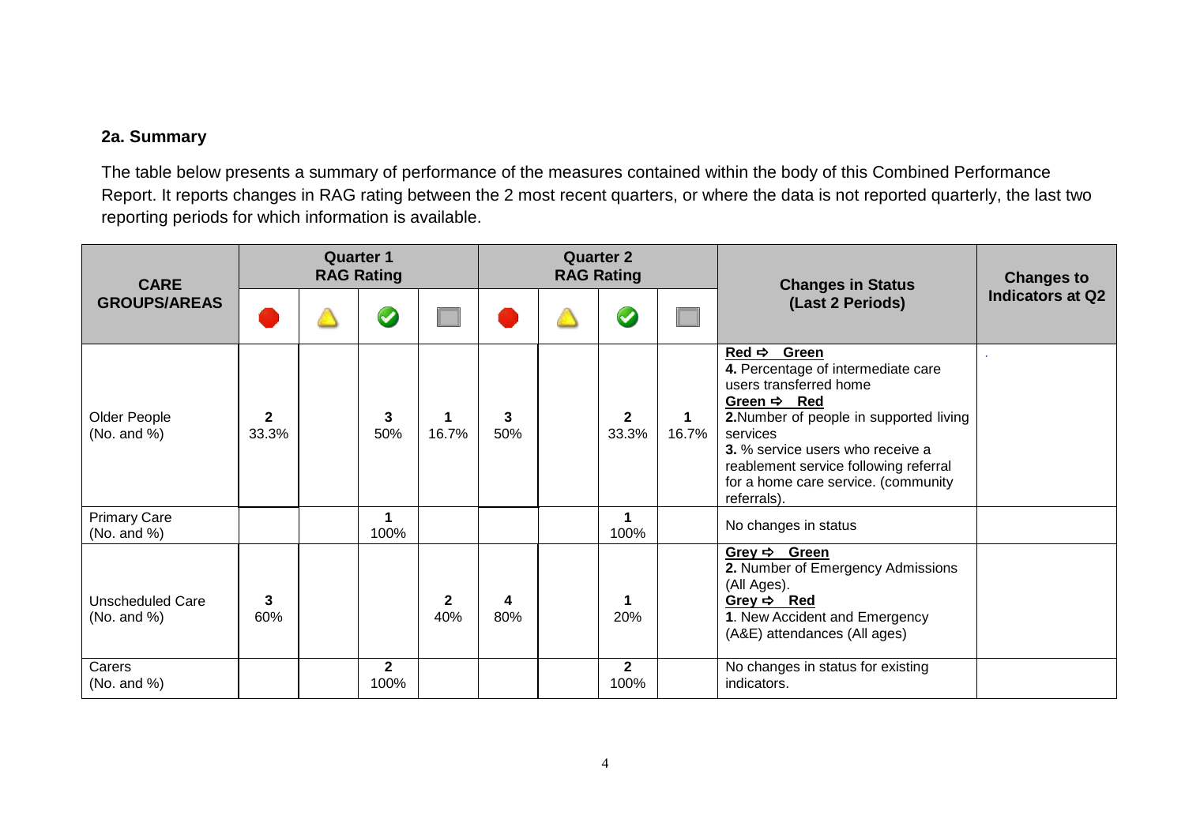### 2a. Summary

The table below presents a summary of performance of the measures contained within the body of this Combined Performance Report. It reports changes in RAG rating between the 2 most recent quarters, or where the data is not reported quarterly, the last two reporting periods for which information is available.

| CARE GROUPS/AREAS | Quarter 1 RAG Rating | | | | Quarter 2 RAG Rating | | | | Changes in Status (Last 2 Periods) | Changes to Indicators at Q2 |
|---|---|---|---|---|---|---|---|---|---|---|
| | Red | Amber | Green | Grey | Red | Amber | Green | Grey | | |
| Older People (No. and %) | **2** 33.3% | | **3** 50% | **1** 16.7% | **3** 50% | | **2** 33.3% | **1** 16.7% | <u>**Red ⇨ Green**</u> **4.** Percentage of intermediate care users transferred home <u>**Green ⇨ Red**</u> **2.** Number of people in supported living services **3.** % service users who receive a reablement service following referral for a home care service. (community referrals). | . |
| Primary Care (No. and %) | | | **1** 100% | | | | **1** 100% | | No changes in status | |
| Unscheduled Care (No. and %) | **3** 60% | | | **2** 40% | **4** 80% | | **1** 20% | | <u>**Grey ⇨ Green**</u> **2.** Number of Emergency Admissions (All Ages). <u>**Grey ⇨ Red**</u> **1**. New Accident and Emergency (A&E) attendances (All ages) | |
| Carers (No. and %) | | | **2** 100% | | | | **2** 100% | | No changes in status for existing indicators. | |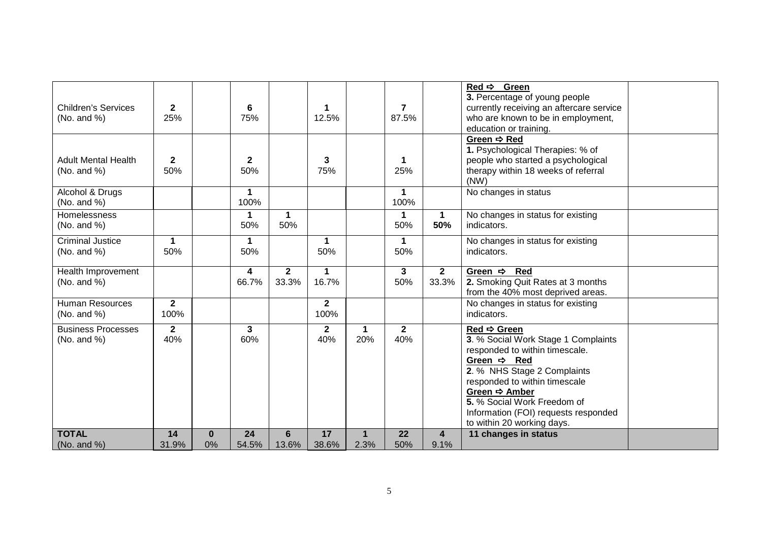| | | | | | | | | | | |
|---|---|---|---|---|---|---|---|---|---|---|
| Children's Services<br>(No. and %) | **2**<br>25% | | **6**<br>75% | | **1**<br>12.5% | | **7**<br>87.5% | | **Red ⇨ Green**<br>**3.** Percentage of young people currently receiving an aftercare service who are known to be in employment, education or training. | |
| Adult Mental Health<br>(No. and %) | **2**<br>50% | | **2**<br>50% | | **3**<br>75% | | **1**<br>25% | | **Green ⇨ Red**<br>**1.** Psychological Therapies: % of people who started a psychological therapy within 18 weeks of referral (NW) | |
| Alcohol & Drugs<br>(No. and %) | | | **1**<br>100% | | | | **1**<br>100% | | No changes in status | |
| Homelessness<br>(No. and %) | | | **1**<br>50% | **1**<br>50% | | | **1**<br>50% | **1**<br>**50%** | No changes in status for existing indicators. | |
| Criminal Justice<br>(No. and %) | **1**<br>50% | | **1**<br>50% | | **1**<br>50% | | **1**<br>50% | | No changes in status for existing indicators. | |
| Health Improvement<br>(No. and %) | | | **4**<br>66.7% | **2**<br>33.3% | **1**<br>16.7% | | **3**<br>50% | **2**<br>33.3% | **Green ⇨ Red**<br>**2.** Smoking Quit Rates at 3 months from the 40% most deprived areas. | |
| Human Resources<br>(No. and %) | **2**<br>100% | | | | **2**<br>100% | | | | No changes in status for existing indicators. | |
| Business Processes<br>(No. and %) | **2**<br>40% | | **3**<br>60% | | **2**<br>40% | **1**<br>20% | **2**<br>40% | | **Red ⇨ Green**<br>**3**. % Social Work Stage 1 Complaints responded to within timescale.<br>**Green ⇨ Red**<br>**2**. % NHS Stage 2 Complaints responded to within timescale<br>**Green ⇨ Amber**<br>**5.** % Social Work Freedom of Information (FOI) requests responded to within 20 working days. | |
| **TOTAL**<br>(No. and %) | **14**<br>31.9% | **0**<br>0% | **24**<br>54.5% | **6**<br>13.6% | **17**<br>38.6% | **1**<br>2.3% | **22**<br>50% | **4**<br>9.1% | **11 changes in status** | |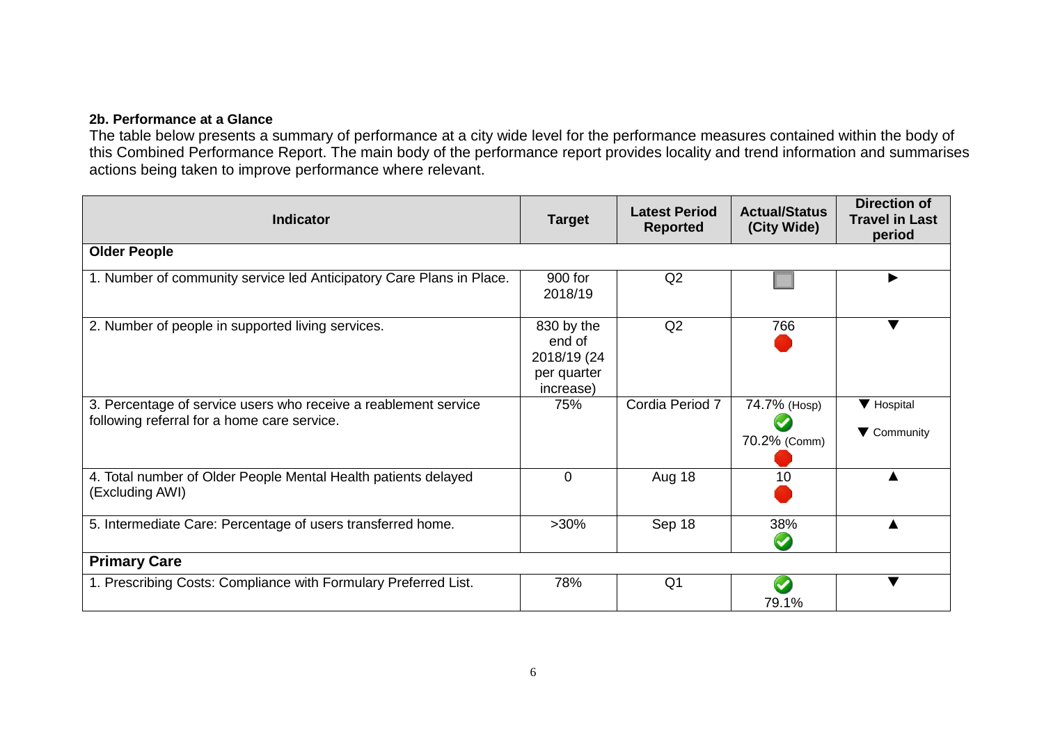**2b. Performance at a Glance**

The table below presents a summary of performance at a city wide level for the performance measures contained within the body of this Combined Performance Report. The main body of the performance report provides locality and trend information and summarises actions being taken to improve performance where relevant.

| Indicator | Target | Latest Period Reported | Actual/Status (City Wide) | Direction of Travel in Last period |
|---|---|---|---|---|
| **Older People** | | | | |
| 1. Number of community service led Anticipatory Care Plans in Place. | 900 for 2018/19 | Q2 | ■ | ► |
| 2. Number of people in supported living services. | 830 by the end of 2018/19 (24 per quarter increase) | Q2 | 766 ● | ▼ |
| 3. Percentage of service users who receive a reablement service following referral for a home care service. | 75% | Cordia Period 7 | 74.7% (Hosp) ✔ 70.2% (Comm) ● | ▼ Hospital ▼ Community |
| 4. Total number of Older People Mental Health patients delayed (Excluding AWI) | 0 | Aug 18 | 10 ● | ▲ |
| 5. Intermediate Care: Percentage of users transferred home. | >30% | Sep 18 | 38% ✔ | ▲ |
| **Primary Care** | | | | |
| 1. Prescribing Costs: Compliance with Formulary Preferred List. | 78% | Q1 | ✔ 79.1% | ▼ |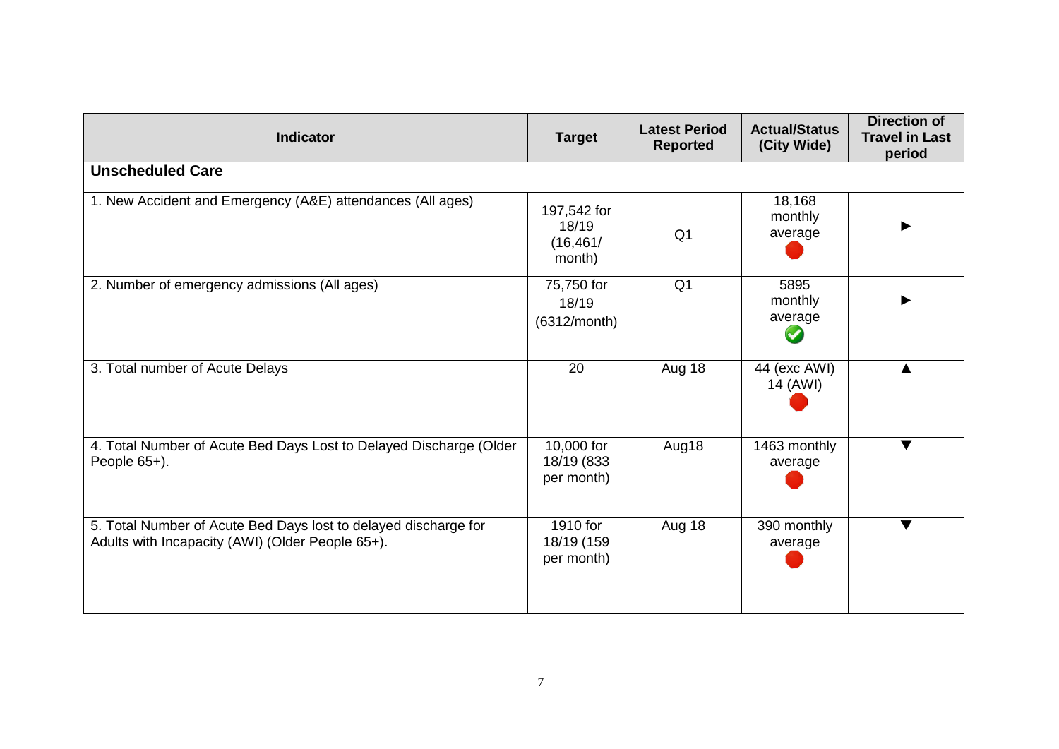| Indicator | Target | Latest Period Reported | Actual/Status (City Wide) | Direction of Travel in Last period |
|---|---|---|---|---|
| **Unscheduled Care** | | | | |
| 1. New Accident and Emergency (A&E) attendances (All ages) | 197,542 for 18/19 (16,461/ month) | Q1 | 18,168 monthly average 🔴 | ► |
| 2. Number of emergency admissions (All ages) | 75,750 for 18/19 (6312/month) | Q1 | 5895 monthly average ✅ | ► |
| 3. Total number of Acute Delays | 20 | Aug 18 | 44 (exc AWI) 14 (AWI) 🔴 | ▲ |
| 4. Total Number of Acute Bed Days Lost to Delayed Discharge (Older People 65+). | 10,000 for 18/19 (833 per month) | Aug18 | 1463 monthly average 🔴 | ▼ |
| 5. Total Number of Acute Bed Days lost to delayed discharge for Adults with Incapacity (AWI) (Older People 65+). | 1910 for 18/19 (159 per month) | Aug 18 | 390 monthly average 🔴 | ▼ |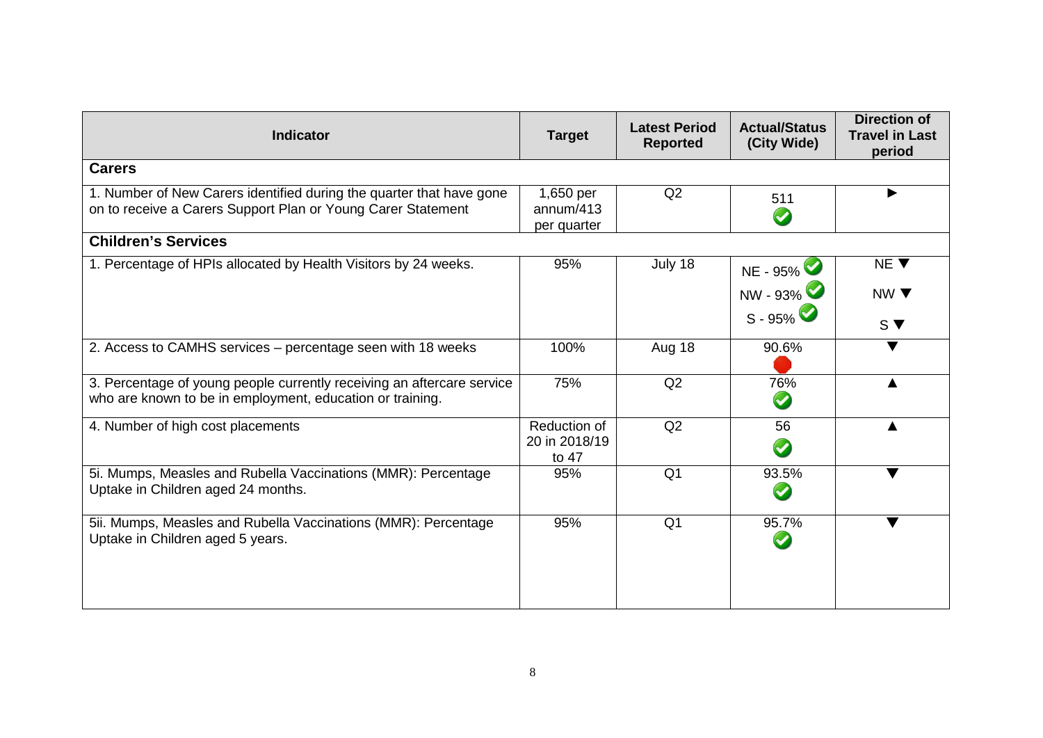| Indicator | Target | Latest Period Reported | Actual/Status (City Wide) | Direction of Travel in Last period |
|---|---|---|---|---|
| **Carers** | | | | |
| 1. Number of New Carers identified during the quarter that have gone on to receive a Carers Support Plan or Young Carer Statement | 1,650 per annum/413 per quarter | Q2 | 511 ✓ | ► |
| **Children's Services** | | | | |
| 1. Percentage of HPIs allocated by Health Visitors by 24 weeks. | 95% | July 18 | NE - 95% ✓ NW - 93% ✓ S - 95% ✓ | NE ▼ NW ▼ S ▼ |
| 2. Access to CAMHS services – percentage seen with 18 weeks | 100% | Aug 18 | 90.6% ● | ▼ |
| 3. Percentage of young people currently receiving an aftercare service who are known to be in employment, education or training. | 75% | Q2 | 76% ✓ | ▲ |
| 4. Number of high cost placements | Reduction of 20 in 2018/19 to 47 | Q2 | 56 ✓ | ▲ |
| 5i. Mumps, Measles and Rubella Vaccinations (MMR): Percentage Uptake in Children aged 24 months. | 95% | Q1 | 93.5% ✓ | ▼ |
| 5ii. Mumps, Measles and Rubella Vaccinations (MMR): Percentage Uptake in Children aged 5 years. | 95% | Q1 | 95.7% ✓ | ▼ |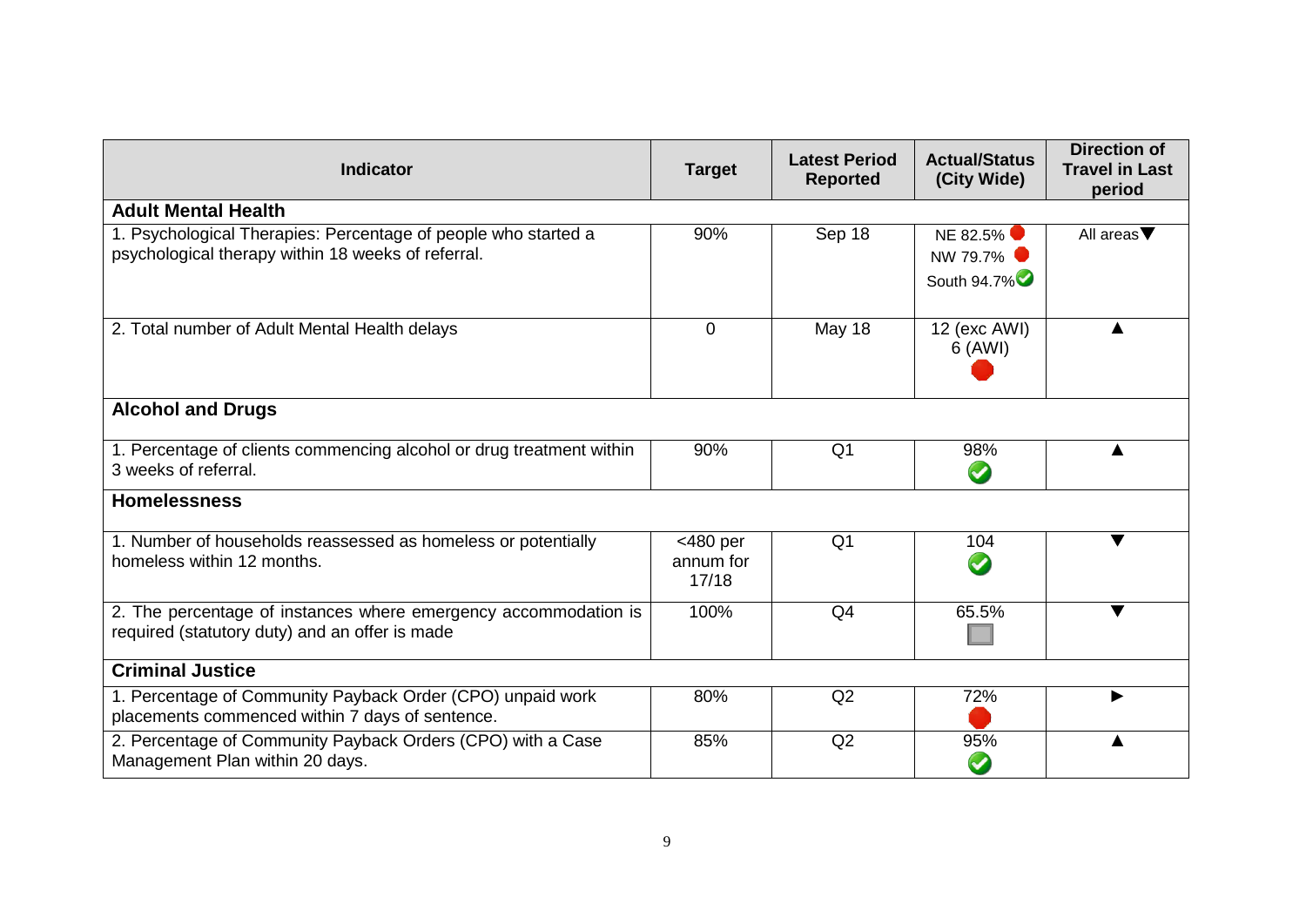| Indicator | Target | Latest Period Reported | Actual/Status (City Wide) | Direction of Travel in Last period |
|---|---|---|---|---|
| **Adult Mental Health** | | | | |
| 1. Psychological Therapies: Percentage of people who started a psychological therapy within 18 weeks of referral. | 90% | Sep 18 | NE 82.5% 🔴<br>NW 79.7% 🔴<br>South 94.7% ✅ | All areas ▼ |
| 2. Total number of Adult Mental Health delays | 0 | May 18 | 12 (exc AWI)<br>6 (AWI)<br>🔴 | ▲ |
| **Alcohol and Drugs** | | | | |
| 1. Percentage of clients commencing alcohol or drug treatment within 3 weeks of referral. | 90% | Q1 | 98%<br>✅ | ▲ |
| **Homelessness** | | | | |
| 1. Number of households reassessed as homeless or potentially homeless within 12 months. | <480 per annum for 17/18 | Q1 | 104<br>✅ | ▼ |
| 2. The percentage of instances where emergency accommodation is required (statutory duty) and an offer is made | 100% | Q4 | 65.5%<br>⬜ | ▼ |
| **Criminal Justice** | | | | |
| 1. Percentage of Community Payback Order (CPO) unpaid work placements commenced within 7 days of sentence. | 80% | Q2 | 72%<br>🔴 | ► |
| 2. Percentage of Community Payback Orders (CPO) with a Case Management Plan within 20 days. | 85% | Q2 | 95%<br>✅ | ▲ |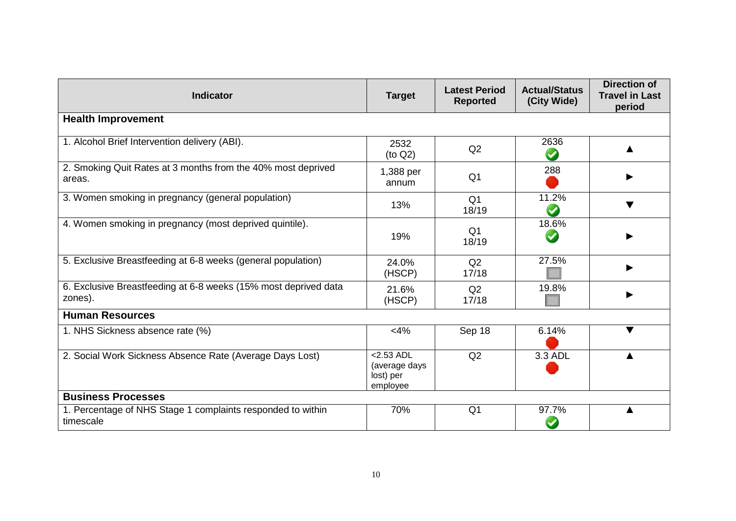| Indicator | Target | Latest Period Reported | Actual/Status (City Wide) | Direction of Travel in Last period |
|---|---|---|---|---|
| **Health Improvement** | | | | |
| 1. Alcohol Brief Intervention delivery (ABI). | 2532 (to Q2) | Q2 | 2636 ✅ | ▲ |
| 2. Smoking Quit Rates at 3 months from the 40% most deprived areas. | 1,388 per annum | Q1 | 288 🛑 | ► |
| 3. Women smoking in pregnancy (general population) | 13% | Q1 18/19 | 11.2% ✅ | ▼ |
| 4. Women smoking in pregnancy (most deprived quintile). | 19% | Q1 18/19 | 18.6% ✅ | ► |
| 5. Exclusive Breastfeeding at 6-8 weeks (general population) | 24.0% (HSCP) | Q2 17/18 | 27.5% ⬜ | ► |
| 6. Exclusive Breastfeeding at 6-8 weeks (15% most deprived data zones). | 21.6% (HSCP) | Q2 17/18 | 19.8% ⬜ | ► |
| **Human Resources** | | | | |
| 1. NHS Sickness absence rate (%) | <4% | Sep 18 | 6.14% 🛑 | ▼ |
| 2. Social Work Sickness Absence Rate (Average Days Lost) | <2.53 ADL (average days lost) per employee | Q2 | 3.3 ADL 🛑 | ▲ |
| **Business Processes** | | | | |
| 1. Percentage of NHS Stage 1 complaints responded to within timescale | 70% | Q1 | 97.7% ✅ | ▲ |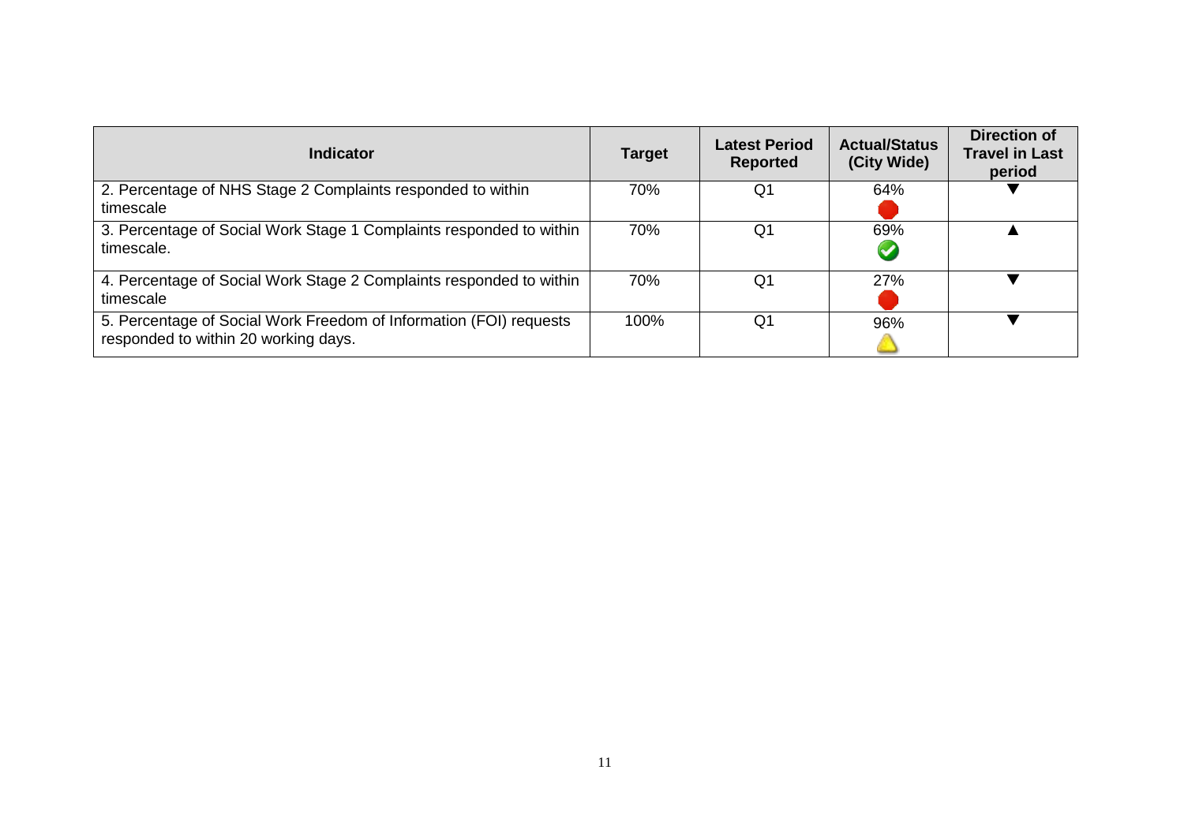| Indicator | Target | Latest Period Reported | Actual/Status (City Wide) | Direction of Travel in Last period |
|---|---|---|---|---|
| 2. Percentage of NHS Stage 2 Complaints responded to within timescale | 70% | Q1 | 64% | ▼ |
| 3. Percentage of Social Work Stage 1 Complaints responded to within timescale. | 70% | Q1 | 69% | ▲ |
| 4. Percentage of Social Work Stage 2 Complaints responded to within timescale | 70% | Q1 | 27% | ▼ |
| 5. Percentage of Social Work Freedom of Information (FOI) requests responded to within 20 working days. | 100% | Q1 | 96% | ▼ |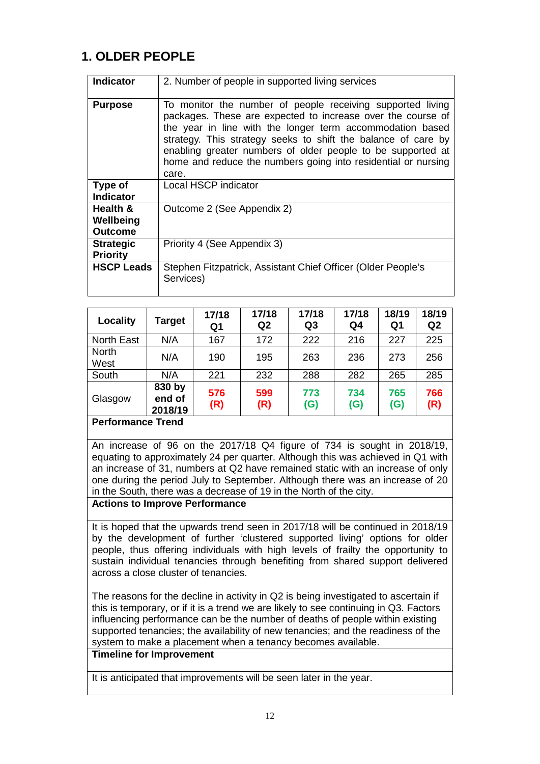## 1. OLDER PEOPLE

| **Indicator** | 2. Number of people in supported living services |
|---|---|
| **Purpose** | To monitor the number of people receiving supported living packages. These are expected to increase over the course of the year in line with the longer term accommodation based strategy. This strategy seeks to shift the balance of care by enabling greater numbers of older people to be supported at home and reduce the numbers going into residential or nursing care. |
| **Type of Indicator** | Local HSCP indicator |
| **Health & Wellbeing Outcome** | Outcome 2 (See Appendix 2) |
| **Strategic Priority** | Priority 4 (See Appendix 3) |
| **HSCP Leads** | Stephen Fitzpatrick, Assistant Chief Officer (Older People's Services) |

| **Locality** | **Target** | **17/18 Q1** | **17/18 Q2** | **17/18 Q3** | **17/18 Q4** | **18/19 Q1** | **18/19 Q2** |
|---|---|---|---|---|---|---|---|
| North East | N/A | 167 | 172 | 222 | 216 | 227 | 225 |
| North West | N/A | 190 | 195 | 263 | 236 | 273 | 256 |
| South | N/A | 221 | 232 | 288 | 282 | 265 | 285 |
| Glasgow | **830 by end of 2018/19** | **576 (R)** | **599 (R)** | **773 (G)** | **734 (G)** | **765 (G)** | **766 (R)** |

**Performance Trend**

An increase of 96 on the 2017/18 Q4 figure of 734 is sought in 2018/19, equating to approximately 24 per quarter. Although this was achieved in Q1 with an increase of 31, numbers at Q2 have remained static with an increase of only one during the period July to September. Although there was an increase of 20 in the South, there was a decrease of 19 in the North of the city.

**Actions to Improve Performance**

It is hoped that the upwards trend seen in 2017/18 will be continued in 2018/19 by the development of further 'clustered supported living' options for older people, thus offering individuals with high levels of frailty the opportunity to sustain individual tenancies through benefiting from shared support delivered across a close cluster of tenancies.

The reasons for the decline in activity in Q2 is being investigated to ascertain if this is temporary, or if it is a trend we are likely to see continuing in Q3. Factors influencing performance can be the number of deaths of people within existing supported tenancies; the availability of new tenancies; and the readiness of the system to make a placement when a tenancy becomes available.

**Timeline for Improvement**

It is anticipated that improvements will be seen later in the year.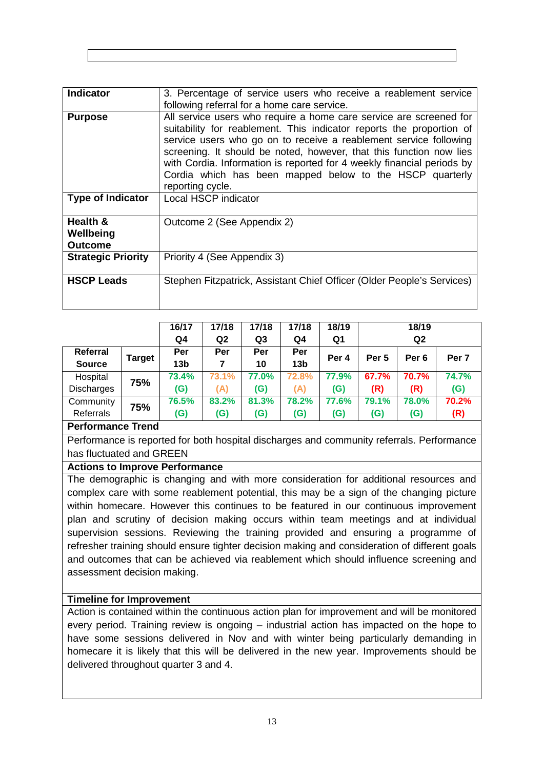| Indicator | 3. Percentage of service users who receive a reablement service following referral for a home care service. |
|---|---|
| **Purpose** | All service users who require a home care service are screened for suitability for reablement. This indicator reports the proportion of service users who go on to receive a reablement service following screening. It should be noted, however, that this function now lies with Cordia. Information is reported for 4 weekly financial periods by Cordia which has been mapped below to the HSCP quarterly reporting cycle. |
| **Type of Indicator** | Local HSCP indicator |
| **Health & Wellbeing Outcome** | Outcome 2 (See Appendix 2) |
| **Strategic Priority** | Priority 4 (See Appendix 3) |
| **HSCP Leads** | Stephen Fitzpatrick, Assistant Chief Officer (Older People's Services) |

| | | 16/17 Q4 | 17/18 Q2 | 17/18 Q3 | 17/18 Q4 | 18/19 Q1 | 18/19 Q2 | | |
|---|---|---|---|---|---|---|---|---|---|
| **Referral Source** | **Target** | **Per 13b** | **Per 7** | **Per 10** | **Per 13b** | **Per 4** | **Per 5** | **Per 6** | **Per 7** |
| Hospital Discharges | 75% | 73.4% (G) | 73.1% (A) | 77.0% (G) | 72.8% (A) | 77.9% (G) | 67.7% (R) | 70.7% (R) | 74.7% (G) |
| Community Referrals | 75% | 76.5% (G) | 83.2% (G) | 81.3% (G) | 78.2% (G) | 77.6% (G) | 79.1% (G) | 78.0% (G) | 70.2% (R) |

**Performance Trend**

Performance is reported for both hospital discharges and community referrals. Performance has fluctuated and GREEN

**Actions to Improve Performance**

The demographic is changing and with more consideration for additional resources and complex care with some reablement potential, this may be a sign of the changing picture within homecare. However this continues to be featured in our continuous improvement plan and scrutiny of decision making occurs within team meetings and at individual supervision sessions. Reviewing the training provided and ensuring a programme of refresher training should ensure tighter decision making and consideration of different goals and outcomes that can be achieved via reablement which should influence screening and assessment decision making.

**Timeline for Improvement**

Action is contained within the continuous action plan for improvement and will be monitored every period. Training review is ongoing – industrial action has impacted on the hope to have some sessions delivered in Nov and with winter being particularly demanding in homecare it is likely that this will be delivered in the new year. Improvements should be delivered throughout quarter 3 and 4.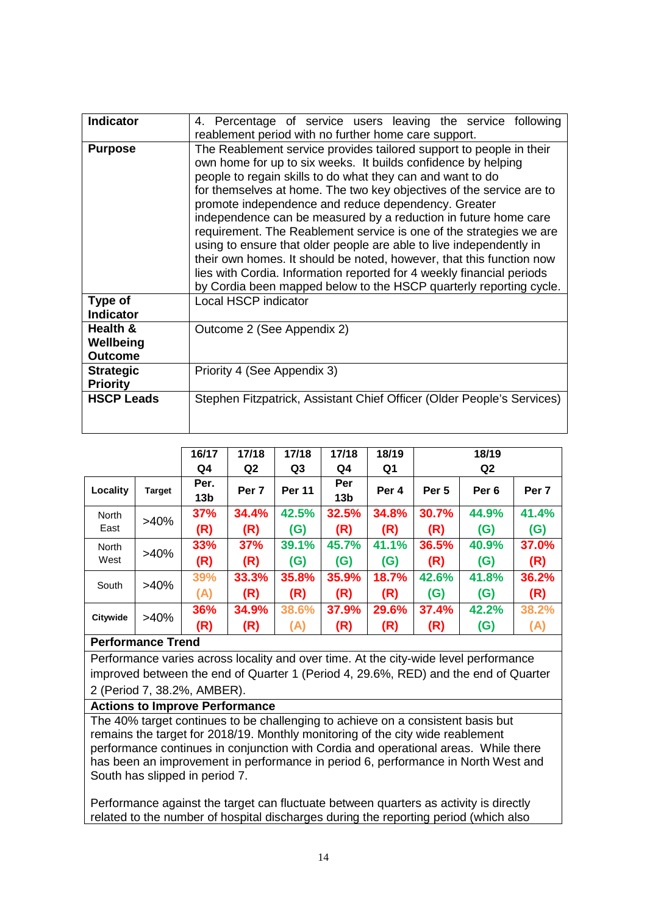| Indicator | 4. Percentage of service users leaving the service following reablement period with no further home care support. |
|---|---|
| **Purpose** | The Reablement service provides tailored support to people in their own home for up to six weeks. It builds confidence by helping people to regain skills to do what they can and want to do for themselves at home. The two key objectives of the service are to promote independence and reduce dependency. Greater independence can be measured by a reduction in future home care requirement. The Reablement service is one of the strategies we are using to ensure that older people are able to live independently in their own homes. It should be noted, however, that this function now lies with Cordia. Information reported for 4 weekly financial periods by Cordia been mapped below to the HSCP quarterly reporting cycle. |
| **Type of Indicator** | Local HSCP indicator |
| **Health & Wellbeing Outcome** | Outcome 2 (See Appendix 2) |
| **Strategic Priority** | Priority 4 (See Appendix 3) |
| **HSCP Leads** | Stephen Fitzpatrick, Assistant Chief Officer (Older People's Services) |

| | | 16/17 Q4 | 17/18 Q2 | 17/18 Q3 | 17/18 Q4 | 18/19 Q1 | 18/19 Q2 | | |
|---|---|---|---|---|---|---|---|---|---|
| **Locality** | **Target** | **Per. 13b** | **Per 7** | **Per 11** | **Per 13b** | **Per 4** | **Per 5** | **Per 6** | **Per 7** |
| North East | >40% | 37% (R) | 34.4% (R) | 42.5% (G) | 32.5% (R) | 34.8% (R) | 30.7% (R) | 44.9% (G) | 41.4% (G) |
| North West | >40% | 33% (R) | 37% (R) | 39.1% (G) | 45.7% (G) | 41.1% (G) | 36.5% (R) | 40.9% (G) | 37.0% (R) |
| South | >40% | 39% (A) | 33.3% (R) | 35.8% (R) | 35.9% (R) | 18.7% (R) | 42.6% (G) | 41.8% (G) | 36.2% (R) |
| Citywide | >40% | 36% (R) | 34.9% (R) | 38.6% (A) | 37.9% (R) | 29.6% (R) | 37.4% (R) | 42.2% (G) | 38.2% (A) |

**Performance Trend**

Performance varies across locality and over time. At the city-wide level performance improved between the end of Quarter 1 (Period 4, 29.6%, RED) and the end of Quarter 2 (Period 7, 38.2%, AMBER).

**Actions to Improve Performance**

The 40% target continues to be challenging to achieve on a consistent basis but remains the target for 2018/19. Monthly monitoring of the city wide reablement performance continues in conjunction with Cordia and operational areas. While there has been an improvement in performance in period 6, performance in North West and South has slipped in period 7.

Performance against the target can fluctuate between quarters as activity is directly related to the number of hospital discharges during the reporting period (which also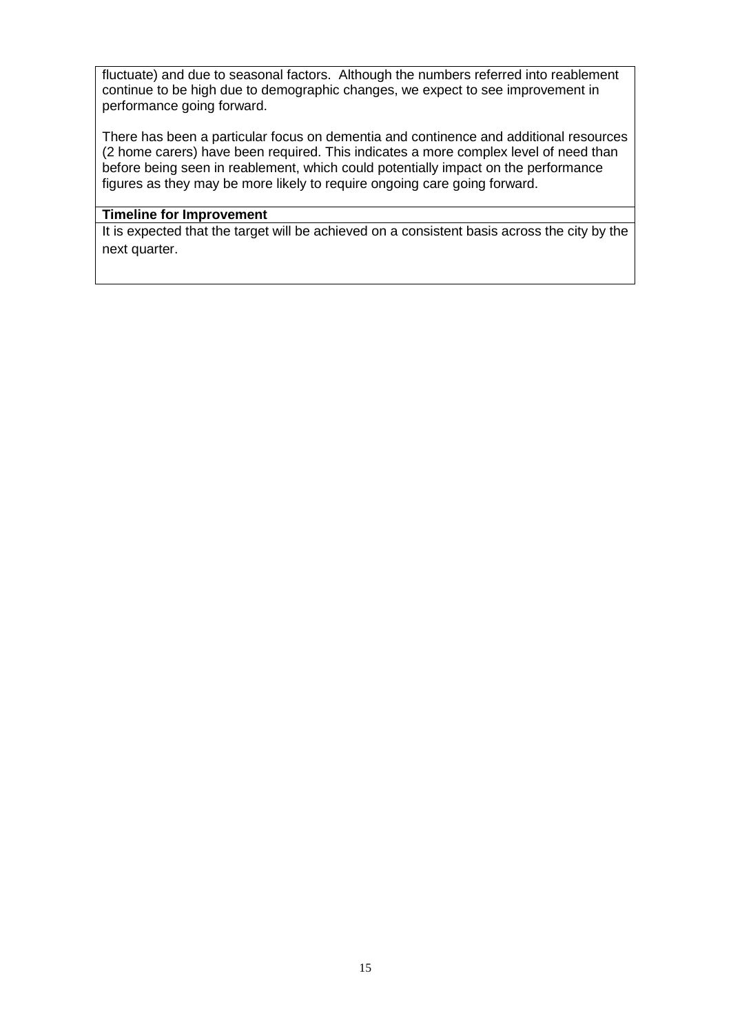fluctuate) and due to seasonal factors. Although the numbers referred into reablement continue to be high due to demographic changes, we expect to see improvement in performance going forward.

There has been a particular focus on dementia and continence and additional resources (2 home carers) have been required. This indicates a more complex level of need than before being seen in reablement, which could potentially impact on the performance figures as they may be more likely to require ongoing care going forward.

**Timeline for Improvement**

It is expected that the target will be achieved on a consistent basis across the city by the next quarter.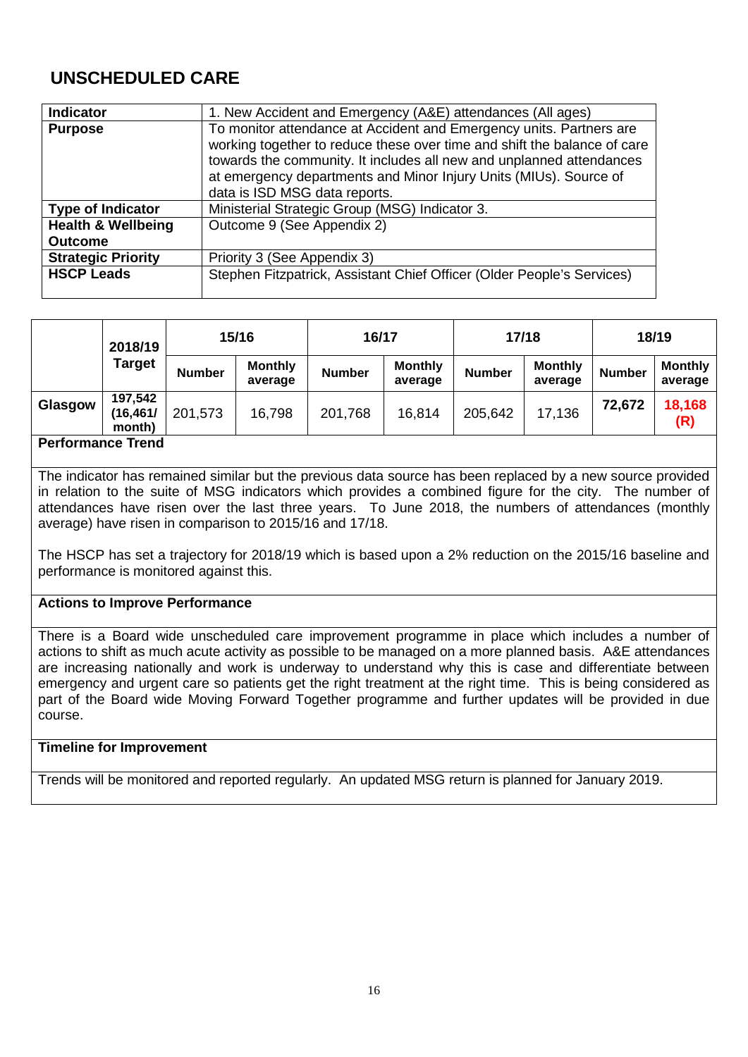# UNSCHEDULED CARE

| **Indicator** | 1. New Accident and Emergency (A&E) attendances (All ages) |
|---|---|
| **Purpose** | To monitor attendance at Accident and Emergency units. Partners are working together to reduce these over time and shift the balance of care towards the community. It includes all new and unplanned attendances at emergency departments and Minor Injury Units (MIUs). Source of data is ISD MSG data reports. |
| **Type of Indicator** | Ministerial Strategic Group (MSG) Indicator 3. |
| **Health & Wellbeing Outcome** | Outcome 9 (See Appendix 2) |
| **Strategic Priority** | Priority 3 (See Appendix 3) |
| **HSCP Leads** | Stephen Fitzpatrick, Assistant Chief Officer (Older People's Services) |

| | 2018/19 Target | 15/16 | | 16/17 | | 17/18 | | 18/19 | |
|---|---|---|---|---|---|---|---|---|---|
| | | Number | Monthly average | Number | Monthly average | Number | Monthly average | Number | Monthly average |
| **Glasgow** | **197,542 (16,461/ month)** | 201,573 | 16,798 | 201,768 | 16,814 | 205,642 | 17,136 | **72,672** | **18,168 (R)** |

**Performance Trend**

The indicator has remained similar but the previous data source has been replaced by a new source provided in relation to the suite of MSG indicators which provides a combined figure for the city. The number of attendances have risen over the last three years. To June 2018, the numbers of attendances (monthly average) have risen in comparison to 2015/16 and 17/18.

The HSCP has set a trajectory for 2018/19 which is based upon a 2% reduction on the 2015/16 baseline and performance is monitored against this.

**Actions to Improve Performance**

There is a Board wide unscheduled care improvement programme in place which includes a number of actions to shift as much acute activity as possible to be managed on a more planned basis. A&E attendances are increasing nationally and work is underway to understand why this is case and differentiate between emergency and urgent care so patients get the right treatment at the right time. This is being considered as part of the Board wide Moving Forward Together programme and further updates will be provided in due course.

**Timeline for Improvement**

Trends will be monitored and reported regularly. An updated MSG return is planned for January 2019.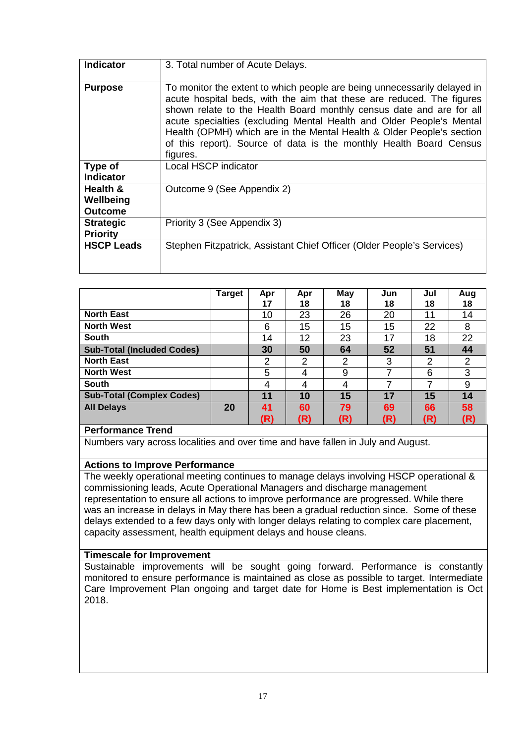| **Indicator** | 3. Total number of Acute Delays. |
|---|---|
| **Purpose** | To monitor the extent to which people are being unnecessarily delayed in acute hospital beds, with the aim that these are reduced. The figures shown relate to the Health Board monthly census date and are for all acute specialties (excluding Mental Health and Older People's Mental Health (OPMH) which are in the Mental Health & Older People's section of this report). Source of data is the monthly Health Board Census figures. |
| **Type of Indicator** | Local HSCP indicator |
| **Health & Wellbeing Outcome** | Outcome 9 (See Appendix 2) |
| **Strategic Priority** | Priority 3 (See Appendix 3) |
| **HSCP Leads** | Stephen Fitzpatrick, Assistant Chief Officer (Older People's Services) |

| | Target | Apr 17 | Apr 18 | May 18 | Jun 18 | Jul 18 | Aug 18 |
|---|---|---|---|---|---|---|---|
| **North East** | | 10 | 23 | 26 | 20 | 11 | 14 |
| **North West** | | 6 | 15 | 15 | 15 | 22 | 8 |
| **South** | | 14 | 12 | 23 | 17 | 18 | 22 |
| **Sub-Total (Included Codes)** | | **30** | **50** | **64** | **52** | **51** | **44** |
| **North East** | | 2 | 2 | 2 | 3 | 2 | 2 |
| **North West** | | 5 | 4 | 9 | 7 | 6 | 3 |
| **South** | | 4 | 4 | 4 | 7 | 7 | 9 |
| **Sub-Total (Complex Codes)** | | **11** | **10** | **15** | **17** | **15** | **14** |
| **All Delays** | **20** | **41 (R)** | **60 (R)** | **79 (R)** | **69 (R)** | **66 (R)** | **58 (R)** |

**Performance Trend**

Numbers vary across localities and over time and have fallen in July and August.

**Actions to Improve Performance**

The weekly operational meeting continues to manage delays involving HSCP operational & commissioning leads, Acute Operational Managers and discharge management representation to ensure all actions to improve performance are progressed. While there was an increase in delays in May there has been a gradual reduction since. Some of these delays extended to a few days only with longer delays relating to complex care placement, capacity assessment, health equipment delays and house cleans.

**Timescale for Improvement**

Sustainable improvements will be sought going forward. Performance is constantly monitored to ensure performance is maintained as close as possible to target. Intermediate Care Improvement Plan ongoing and target date for Home is Best implementation is Oct 2018.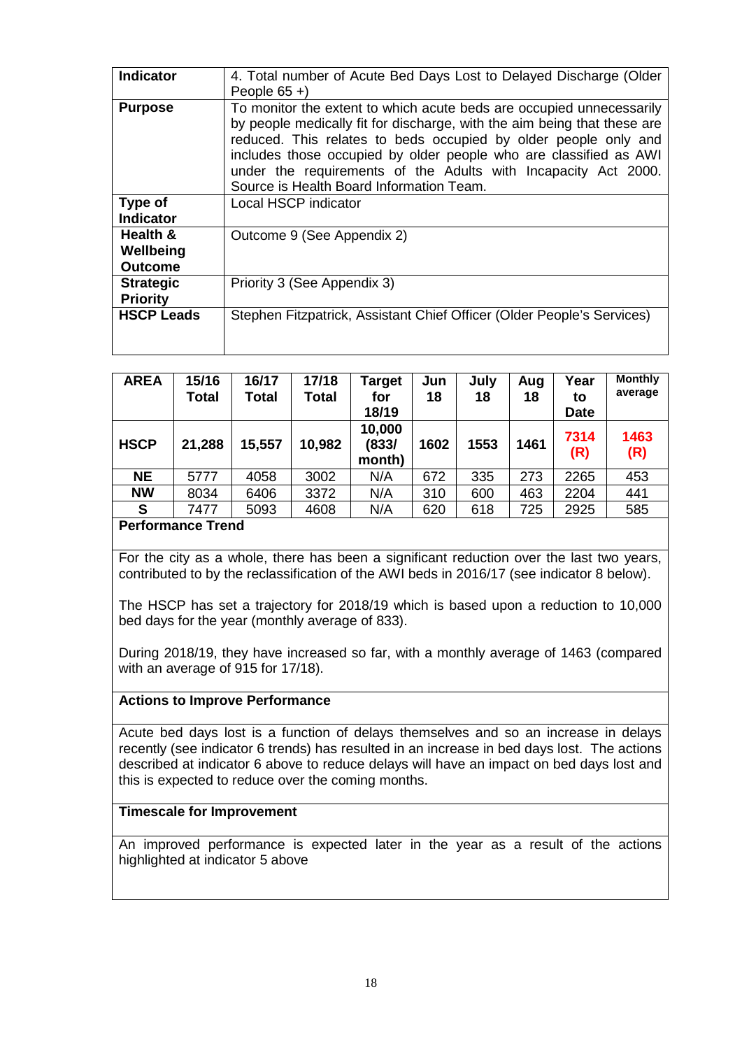| Indicator | 4. Total number of Acute Bed Days Lost to Delayed Discharge (Older People 65 +) |
|---|---|
| **Purpose** | To monitor the extent to which acute beds are occupied unnecessarily by people medically fit for discharge, with the aim being that these are reduced. This relates to beds occupied by older people only and includes those occupied by older people who are classified as AWI under the requirements of the Adults with Incapacity Act 2000. Source is Health Board Information Team. |
| **Type of Indicator** | Local HSCP indicator |
| **Health & Wellbeing Outcome** | Outcome 9 (See Appendix 2) |
| **Strategic Priority** | Priority 3 (See Appendix 3) |
| **HSCP Leads** | Stephen Fitzpatrick, Assistant Chief Officer (Older People's Services) |

| AREA | 15/16 Total | 16/17 Total | 17/18 Total | Target for 18/19 | Jun 18 | July 18 | Aug 18 | Year to Date | Monthly average |
|---|---|---|---|---|---|---|---|---|---|
| **HSCP** | **21,288** | **15,557** | **10,982** | **10,000 (833/ month)** | **1602** | **1553** | **1461** | **7314 (R)** | **1463 (R)** |
| **NE** | 5777 | 4058 | 3002 | N/A | 672 | 335 | 273 | 2265 | 453 |
| **NW** | 8034 | 6406 | 3372 | N/A | 310 | 600 | 463 | 2204 | 441 |
| **S** | 7477 | 5093 | 4608 | N/A | 620 | 618 | 725 | 2925 | 585 |

**Performance Trend**

For the city as a whole, there has been a significant reduction over the last two years, contributed to by the reclassification of the AWI beds in 2016/17 (see indicator 8 below).

The HSCP has set a trajectory for 2018/19 which is based upon a reduction to 10,000 bed days for the year (monthly average of 833).

During 2018/19, they have increased so far, with a monthly average of 1463 (compared with an average of 915 for 17/18).

**Actions to Improve Performance**

Acute bed days lost is a function of delays themselves and so an increase in delays recently (see indicator 6 trends) has resulted in an increase in bed days lost. The actions described at indicator 6 above to reduce delays will have an impact on bed days lost and this is expected to reduce over the coming months.

**Timescale for Improvement**

An improved performance is expected later in the year as a result of the actions highlighted at indicator 5 above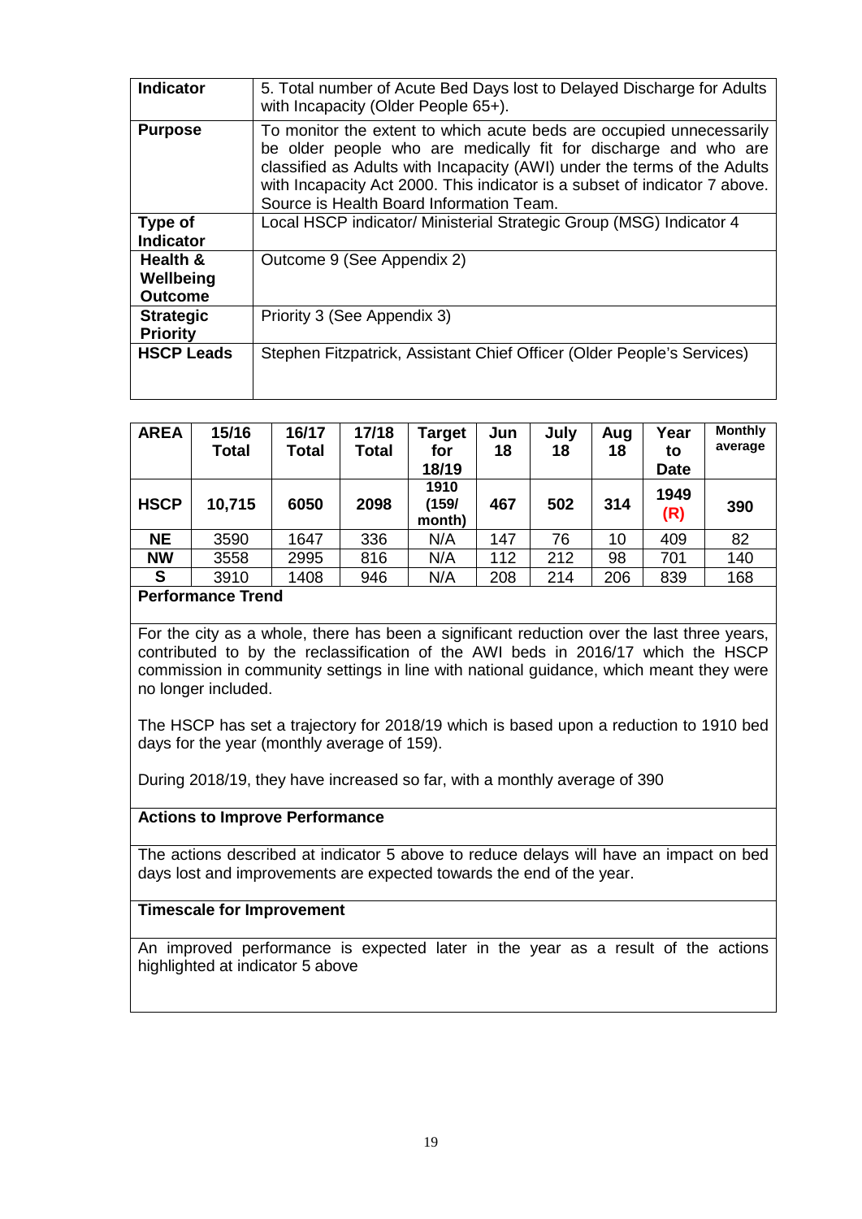| Indicator | 5. Total number of Acute Bed Days lost to Delayed Discharge for Adults with Incapacity (Older People 65+). |
| --- | --- |
| **Purpose** | To monitor the extent to which acute beds are occupied unnecessarily be older people who are medically fit for discharge and who are classified as Adults with Incapacity (AWI) under the terms of the Adults with Incapacity Act 2000. This indicator is a subset of indicator 7 above. Source is Health Board Information Team. |
| **Type of Indicator** | Local HSCP indicator/ Ministerial Strategic Group (MSG) Indicator 4 |
| **Health & Wellbeing Outcome** | Outcome 9 (See Appendix 2) |
| **Strategic Priority** | Priority 3 (See Appendix 3) |
| **HSCP Leads** | Stephen Fitzpatrick, Assistant Chief Officer (Older People's Services) |

| AREA | 15/16 Total | 16/17 Total | 17/18 Total | Target for 18/19 | Jun 18 | July 18 | Aug 18 | Year to Date | Monthly average |
| --- | --- | --- | --- | --- | --- | --- | --- | --- | --- |
| **HSCP** | **10,715** | **6050** | **2098** | **1910 (159/ month)** | **467** | **502** | **314** | **1949 (R)** | **390** |
| **NE** | 3590 | 1647 | 336 | N/A | 147 | 76 | 10 | 409 | 82 |
| **NW** | 3558 | 2995 | 816 | N/A | 112 | 212 | 98 | 701 | 140 |
| **S** | 3910 | 1408 | 946 | N/A | 208 | 214 | 206 | 839 | 168 |

**Performance Trend**

For the city as a whole, there has been a significant reduction over the last three years, contributed to by the reclassification of the AWI beds in 2016/17 which the HSCP commission in community settings in line with national guidance, which meant they were no longer included.

The HSCP has set a trajectory for 2018/19 which is based upon a reduction to 1910 bed days for the year (monthly average of 159).

During 2018/19, they have increased so far, with a monthly average of 390

**Actions to Improve Performance**

The actions described at indicator 5 above to reduce delays will have an impact on bed days lost and improvements are expected towards the end of the year.

**Timescale for Improvement**

An improved performance is expected later in the year as a result of the actions highlighted at indicator 5 above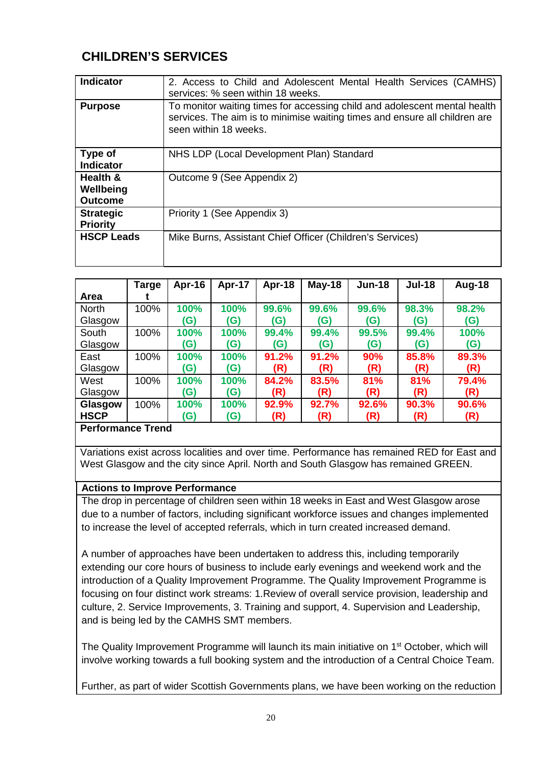## CHILDREN'S SERVICES

| Indicator | 2. Access to Child and Adolescent Mental Health Services (CAMHS) services: % seen within 18 weeks. |
|---|---|
| **Purpose** | To monitor waiting times for accessing child and adolescent mental health services. The aim is to minimise waiting times and ensure all children are seen within 18 weeks. |
| **Type of Indicator** | NHS LDP (Local Development Plan) Standard |
| **Health & Wellbeing Outcome** | Outcome 9 (See Appendix 2) |
| **Strategic Priority** | Priority 1 (See Appendix 3) |
| **HSCP Leads** | Mike Burns, Assistant Chief Officer (Children's Services) |

| Area | Target | Apr-16 | Apr-17 | Apr-18 | May-18 | Jun-18 | Jul-18 | Aug-18 |
|---|---|---|---|---|---|---|---|---|
| North Glasgow | 100% | **100% (G)** | **100% (G)** | **99.6% (G)** | **99.6% (G)** | **99.6% (G)** | **98.3% (G)** | **98.2% (G)** |
| South Glasgow | 100% | **100% (G)** | **100% (G)** | **99.4% (G)** | **99.4% (G)** | **99.5% (G)** | **99.4% (G)** | **100% (G)** |
| East Glasgow | 100% | **100% (G)** | **100% (G)** | **91.2% (R)** | **91.2% (R)** | **90% (R)** | **85.8% (R)** | **89.3% (R)** |
| West Glasgow | 100% | **100% (G)** | **100% (G)** | **84.2% (R)** | **83.5% (R)** | **81% (R)** | **81% (R)** | **79.4% (R)** |
| **Glasgow HSCP** | 100% | **100% (G)** | **100% (G)** | **92.9% (R)** | **92.7% (R)** | **92.6% (R)** | **90.3% (R)** | **90.6% (R)** |

**Performance Trend**

Variations exist across localities and over time. Performance has remained RED for East and West Glasgow and the city since April. North and South Glasgow has remained GREEN.

**Actions to Improve Performance**

The drop in percentage of children seen within 18 weeks in East and West Glasgow arose due to a number of factors, including significant workforce issues and changes implemented to increase the level of accepted referrals, which in turn created increased demand.

A number of approaches have been undertaken to address this, including temporarily extending our core hours of business to include early evenings and weekend work and the introduction of a Quality Improvement Programme. The Quality Improvement Programme is focusing on four distinct work streams: 1.Review of overall service provision, leadership and culture, 2. Service Improvements, 3. Training and support, 4. Supervision and Leadership, and is being led by the CAMHS SMT members.

The Quality Improvement Programme will launch its main initiative on 1st October, which will involve working towards a full booking system and the introduction of a Central Choice Team.

Further, as part of wider Scottish Governments plans, we have been working on the reduction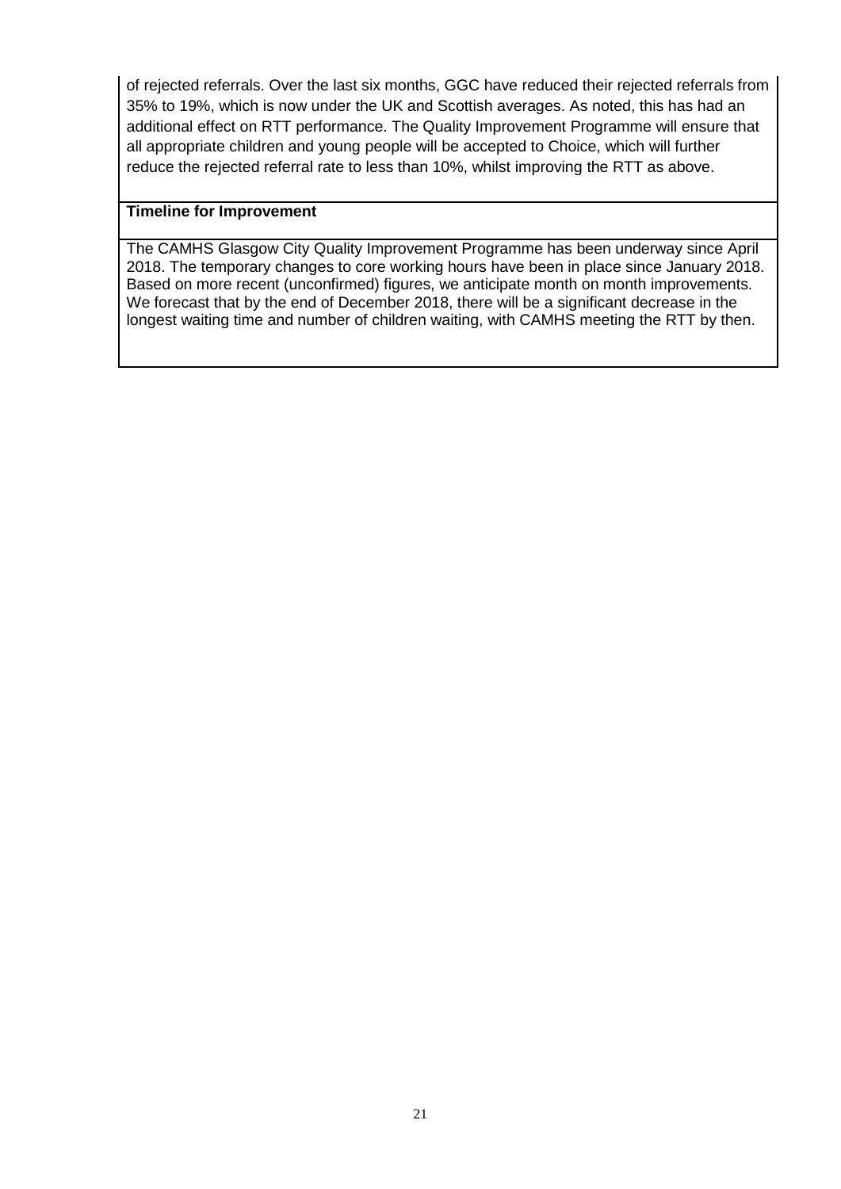of rejected referrals. Over the last six months, GGC have reduced their rejected referrals from 35% to 19%, which is now under the UK and Scottish averages. As noted, this has had an additional effect on RTT performance. The Quality Improvement Programme will ensure that all appropriate children and young people will be accepted to Choice, which will further reduce the rejected referral rate to less than 10%, whilst improving the RTT as above.

**Timeline for Improvement**

The CAMHS Glasgow City Quality Improvement Programme has been underway since April 2018. The temporary changes to core working hours have been in place since January 2018. Based on more recent (unconfirmed) figures, we anticipate month on month improvements. We forecast that by the end of December 2018, there will be a significant decrease in the longest waiting time and number of children waiting, with CAMHS meeting the RTT by then.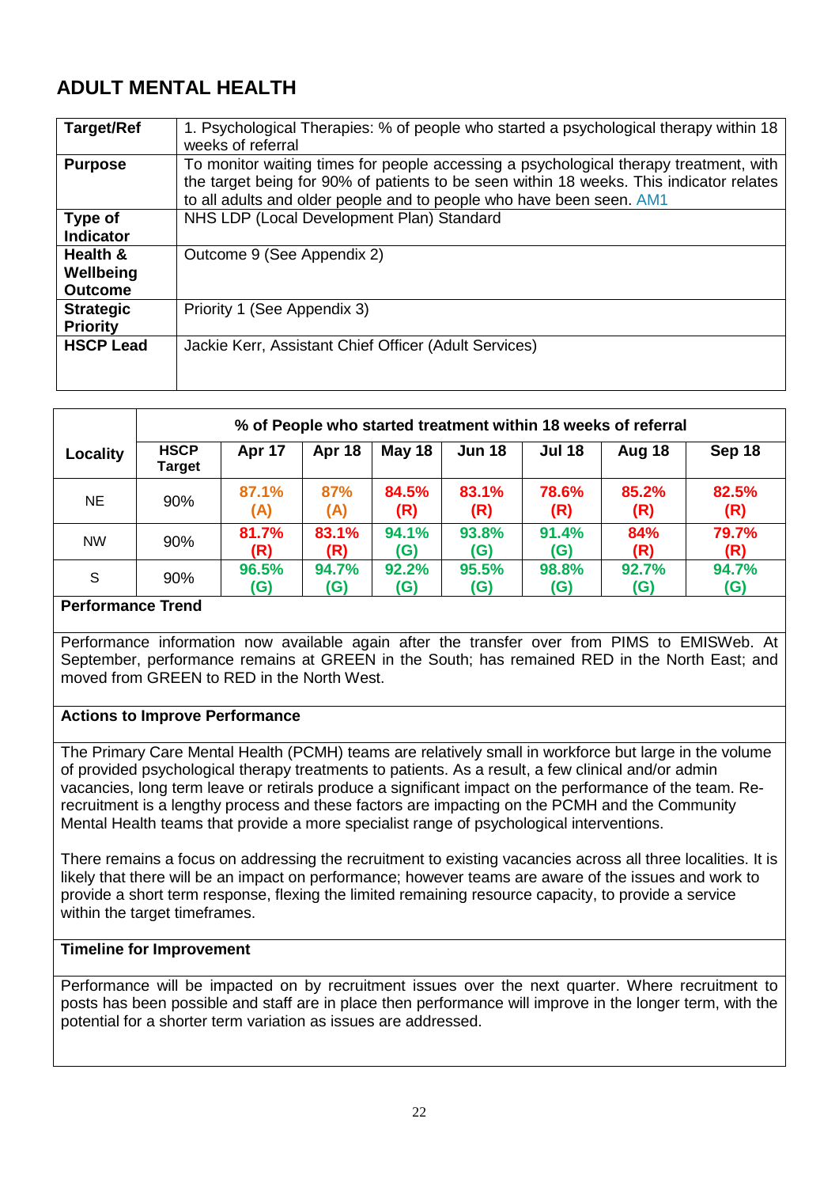## ADULT MENTAL HEALTH

| Target/Ref | 1. Psychological Therapies: % of people who started a psychological therapy within 18 weeks of referral |
|---|---|
| **Purpose** | To monitor waiting times for people accessing a psychological therapy treatment, with the target being for 90% of patients to be seen within 18 weeks. This indicator relates to all adults and older people and to people who have been seen. AM1 |
| **Type of Indicator** | NHS LDP (Local Development Plan) Standard |
| **Health & Wellbeing Outcome** | Outcome 9 (See Appendix 2) |
| **Strategic Priority** | Priority 1 (See Appendix 3) |
| **HSCP Lead** | Jackie Kerr, Assistant Chief Officer (Adult Services) |

| Locality | % of People who started treatment within 18 weeks of referral | | | | | | | |
|---|---|---|---|---|---|---|---|---|
| | **HSCP Target** | **Apr 17** | **Apr 18** | **May 18** | **Jun 18** | **Jul 18** | **Aug 18** | **Sep 18** |
| NE | 90% | 87.1% (A) | 87% (A) | 84.5% (R) | 83.1% (R) | 78.6% (R) | 85.2% (R) | 82.5% (R) |
| NW | 90% | 81.7% (R) | 83.1% (R) | 94.1% (G) | 93.8% (G) | 91.4% (G) | 84% (R) | 79.7% (R) |
| S | 90% | 96.5% (G) | 94.7% (G) | 92.2% (G) | 95.5% (G) | 98.8% (G) | 92.7% (G) | 94.7% (G) |

**Performance Trend**

Performance information now available again after the transfer over from PIMS to EMISWeb. At September, performance remains at GREEN in the South; has remained RED in the North East; and moved from GREEN to RED in the North West.

**Actions to Improve Performance**

The Primary Care Mental Health (PCMH) teams are relatively small in workforce but large in the volume of provided psychological therapy treatments to patients. As a result, a few clinical and/or admin vacancies, long term leave or retirals produce a significant impact on the performance of the team. Re-recruitment is a lengthy process and these factors are impacting on the PCMH and the Community Mental Health teams that provide a more specialist range of psychological interventions.

There remains a focus on addressing the recruitment to existing vacancies across all three localities. It is likely that there will be an impact on performance; however teams are aware of the issues and work to provide a short term response, flexing the limited remaining resource capacity, to provide a service within the target timeframes.

**Timeline for Improvement**

Performance will be impacted on by recruitment issues over the next quarter. Where recruitment to posts has been possible and staff are in place then performance will improve in the longer term, with the potential for a shorter term variation as issues are addressed.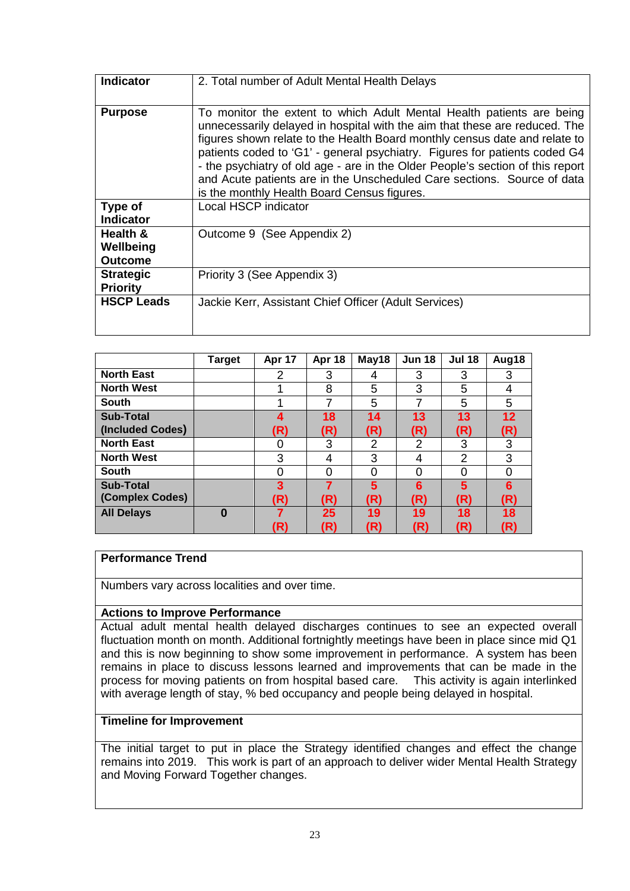| **Indicator** | 2. Total number of Adult Mental Health Delays |
|---|---|
| **Purpose** | To monitor the extent to which Adult Mental Health patients are being unnecessarily delayed in hospital with the aim that these are reduced. The figures shown relate to the Health Board monthly census date and relate to patients coded to 'G1' - general psychiatry. Figures for patients coded G4 - the psychiatry of old age - are in the Older People's section of this report and Acute patients are in the Unscheduled Care sections. Source of data is the monthly Health Board Census figures. |
| **Type of Indicator** | Local HSCP indicator |
| **Health & Wellbeing Outcome** | Outcome 9 (See Appendix 2) |
| **Strategic Priority** | Priority 3 (See Appendix 3) |
| **HSCP Leads** | Jackie Kerr, Assistant Chief Officer (Adult Services) |

| | **Target** | **Apr 17** | **Apr 18** | **May18** | **Jun 18** | **Jul 18** | **Aug18** |
|---|---|---|---|---|---|---|---|
| **North East** | | 2 | 3 | 4 | 3 | 3 | 3 |
| **North West** | | 1 | 8 | 5 | 3 | 5 | 4 |
| **South** | | 1 | 7 | 5 | 7 | 5 | 5 |
| **Sub-Total (Included Codes)** | | **4 (R)** | **18 (R)** | **14 (R)** | **13 (R)** | **13 (R)** | **12 (R)** |
| **North East** | | 0 | 3 | 2 | 2 | 3 | 3 |
| **North West** | | 3 | 4 | 3 | 4 | 2 | 3 |
| **South** | | 0 | 0 | 0 | 0 | 0 | 0 |
| **Sub-Total (Complex Codes)** | | **3 (R)** | **7 (R)** | **5 (R)** | **6 (R)** | **5 (R)** | **6 (R)** |
| **All Delays** | **0** | **7 (R)** | **25 (R)** | **19 (R)** | **19 (R)** | **18 (R)** | **18 (R)** |

**Performance Trend**

Numbers vary across localities and over time.

**Actions to Improve Performance**

Actual adult mental health delayed discharges continues to see an expected overall fluctuation month on month. Additional fortnightly meetings have been in place since mid Q1 and this is now beginning to show some improvement in performance. A system has been remains in place to discuss lessons learned and improvements that can be made in the process for moving patients on from hospital based care. This activity is again interlinked with average length of stay, % bed occupancy and people being delayed in hospital.

**Timeline for Improvement**

The initial target to put in place the Strategy identified changes and effect the change remains into 2019. This work is part of an approach to deliver wider Mental Health Strategy and Moving Forward Together changes.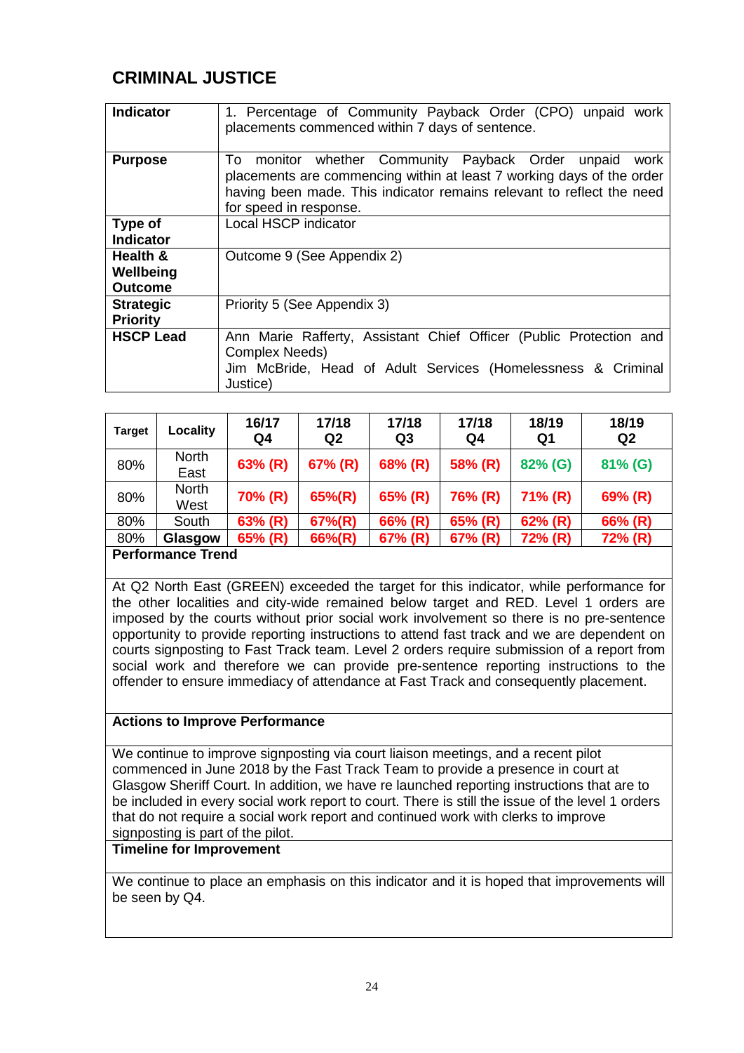## CRIMINAL JUSTICE

| Indicator | 1. Percentage of Community Payback Order (CPO) unpaid work placements commenced within 7 days of sentence. |
|---|---|
| **Purpose** | To monitor whether Community Payback Order unpaid work placements are commencing within at least 7 working days of the order having been made. This indicator remains relevant to reflect the need for speed in response. |
| **Type of Indicator** | Local HSCP indicator |
| **Health & Wellbeing Outcome** | Outcome 9 (See Appendix 2) |
| **Strategic Priority** | Priority 5 (See Appendix 3) |
| **HSCP Lead** | Ann Marie Rafferty, Assistant Chief Officer (Public Protection and Complex Needs)<br>Jim McBride, Head of Adult Services (Homelessness & Criminal Justice) |

| Target | Locality | 16/17 Q4 | 17/18 Q2 | 17/18 Q3 | 17/18 Q4 | 18/19 Q1 | 18/19 Q2 |
|---|---|---|---|---|---|---|---|
| 80% | North East | 63% (R) | 67% (R) | 68% (R) | 58% (R) | 82% (G) | 81% (G) |
| 80% | North West | 70% (R) | 65%(R) | 65% (R) | 76% (R) | 71% (R) | 69% (R) |
| 80% | South | 63% (R) | 67%(R) | 66% (R) | 65% (R) | 62% (R) | 66% (R) |
| 80% | **Glasgow** | 65% (R) | 66%(R) | 67% (R) | 67% (R) | 72% (R) | 72% (R) |

**Performance Trend**

At Q2 North East (GREEN) exceeded the target for this indicator, while performance for the other localities and city-wide remained below target and RED. Level 1 orders are imposed by the courts without prior social work involvement so there is no pre-sentence opportunity to provide reporting instructions to attend fast track and we are dependent on courts signposting to Fast Track team. Level 2 orders require submission of a report from social work and therefore we can provide pre-sentence reporting instructions to the offender to ensure immediacy of attendance at Fast Track and consequently placement.

**Actions to Improve Performance**

We continue to improve signposting via court liaison meetings, and a recent pilot commenced in June 2018 by the Fast Track Team to provide a presence in court at Glasgow Sheriff Court. In addition, we have re launched reporting instructions that are to be included in every social work report to court. There is still the issue of the level 1 orders that do not require a social work report and continued work with clerks to improve signposting is part of the pilot.

**Timeline for Improvement**

We continue to place an emphasis on this indicator and it is hoped that improvements will be seen by Q4.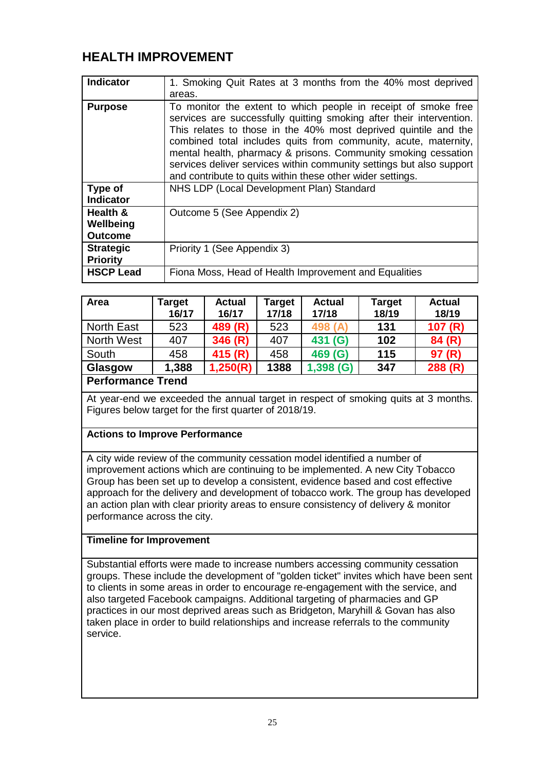## HEALTH IMPROVEMENT

| Indicator | 1. Smoking Quit Rates at 3 months from the 40% most deprived areas. |
|---|---|
| **Purpose** | To monitor the extent to which people in receipt of smoke free services are successfully quitting smoking after their intervention. This relates to those in the 40% most deprived quintile and the combined total includes quits from community, acute, maternity, mental health, pharmacy & prisons. Community smoking cessation services deliver services within community settings but also support and contribute to quits within these other wider settings. |
| **Type of Indicator** | NHS LDP (Local Development Plan) Standard |
| **Health & Wellbeing Outcome** | Outcome 5 (See Appendix 2) |
| **Strategic Priority** | Priority 1 (See Appendix 3) |
| **HSCP Lead** | Fiona Moss, Head of Health Improvement and Equalities |

| Area | Target 16/17 | Actual 16/17 | Target 17/18 | Actual 17/18 | Target 18/19 | Actual 18/19 |
|---|---|---|---|---|---|---|
| North East | 523 | **489 (R)** | 523 | **498 (A)** | **131** | **107 (R)** |
| North West | 407 | **346 (R)** | 407 | **431 (G)** | **102** | **84 (R)** |
| South | 458 | **415 (R)** | 458 | **469 (G)** | **115** | **97 (R)** |
| **Glasgow** | **1,388** | **1,250(R)** | **1388** | **1,398 (G)** | **347** | **288 (R)** |

**Performance Trend**

At year-end we exceeded the annual target in respect of smoking quits at 3 months. Figures below target for the first quarter of 2018/19.

**Actions to Improve Performance**

A city wide review of the community cessation model identified a number of improvement actions which are continuing to be implemented. A new City Tobacco Group has been set up to develop a consistent, evidence based and cost effective approach for the delivery and development of tobacco work. The group has developed an action plan with clear priority areas to ensure consistency of delivery & monitor performance across the city.

**Timeline for Improvement**

Substantial efforts were made to increase numbers accessing community cessation groups. These include the development of "golden ticket" invites which have been sent to clients in some areas in order to encourage re-engagement with the service, and also targeted Facebook campaigns. Additional targeting of pharmacies and GP practices in our most deprived areas such as Bridgeton, Maryhill & Govan has also taken place in order to build relationships and increase referrals to the community service.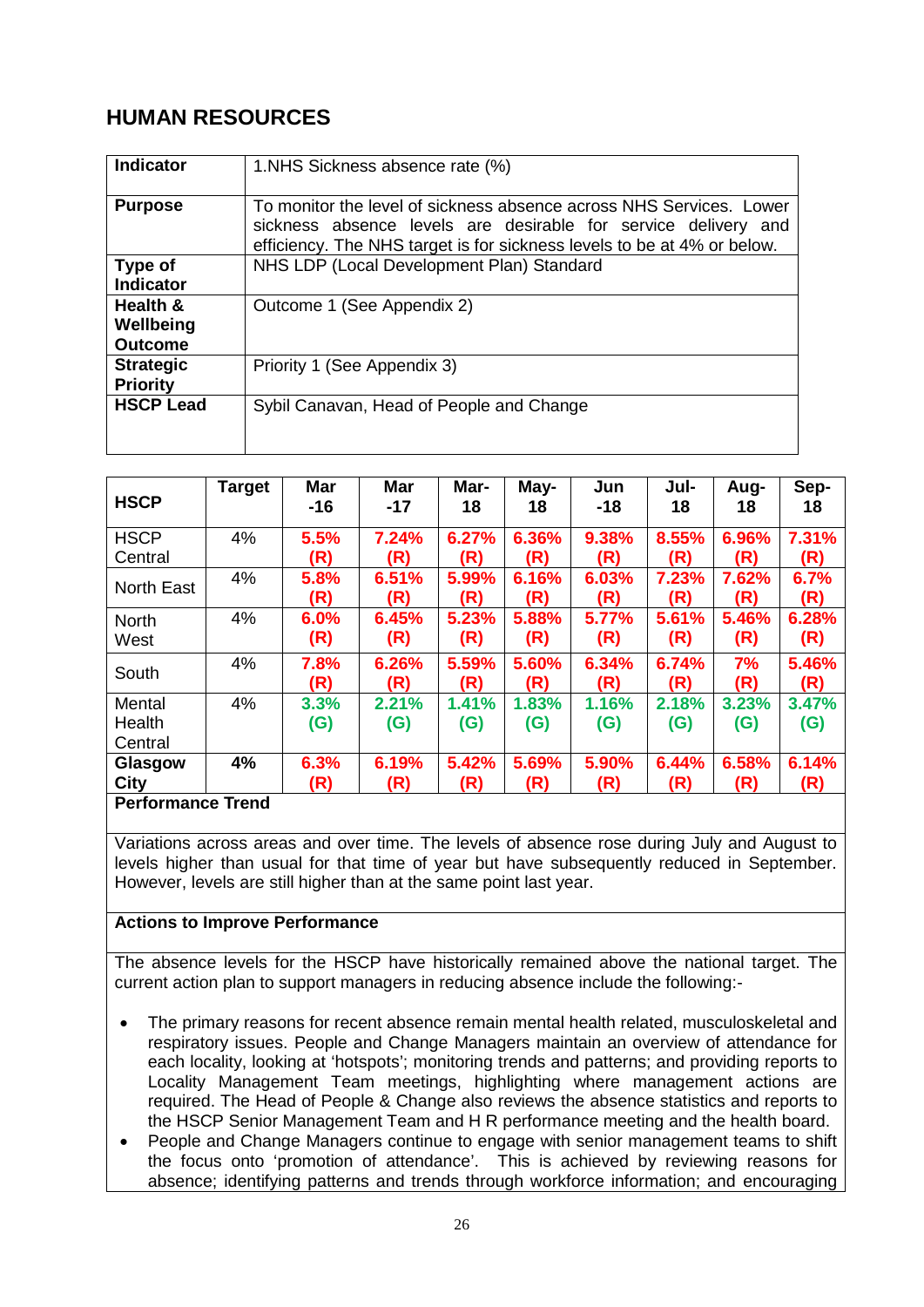## HUMAN RESOURCES

| Indicator | 1.NHS Sickness absence rate (%) |
|---|---|
| **Purpose** | To monitor the level of sickness absence across NHS Services. Lower sickness absence levels are desirable for service delivery and efficiency. The NHS target is for sickness levels to be at 4% or below. |
| **Type of Indicator** | NHS LDP (Local Development Plan) Standard |
| **Health & Wellbeing Outcome** | Outcome 1 (See Appendix 2) |
| **Strategic Priority** | Priority 1 (See Appendix 3) |
| **HSCP Lead** | Sybil Canavan, Head of People and Change |

| HSCP | Target | Mar -16 | Mar -17 | Mar-18 | May-18 | Jun -18 | Jul-18 | Aug-18 | Sep-18 |
|---|---|---|---|---|---|---|---|---|---|
| HSCP Central | 4% | 5.5% (R) | 7.24% (R) | 6.27% (R) | 6.36% (R) | 9.38% (R) | 8.55% (R) | 6.96% (R) | 7.31% (R) |
| North East | 4% | 5.8% (R) | 6.51% (R) | 5.99% (R) | 6.16% (R) | 6.03% (R) | 7.23% (R) | 7.62% (R) | 6.7% (R) |
| North West | 4% | 6.0% (R) | 6.45% (R) | 5.23% (R) | 5.88% (R) | 5.77% (R) | 5.61% (R) | 5.46% (R) | 6.28% (R) |
| South | 4% | 7.8% (R) | 6.26% (R) | 5.59% (R) | 5.60% (R) | 6.34% (R) | 6.74% (R) | 7% (R) | 5.46% (R) |
| Mental Health Central | 4% | 3.3% (G) | 2.21% (G) | 1.41% (G) | 1.83% (G) | 1.16% (G) | 2.18% (G) | 3.23% (G) | 3.47% (G) |
| **Glasgow City** | **4%** | 6.3% (R) | 6.19% (R) | 5.42% (R) | 5.69% (R) | 5.90% (R) | 6.44% (R) | 6.58% (R) | 6.14% (R) |

**Performance Trend**

Variations across areas and over time. The levels of absence rose during July and August to levels higher than usual for that time of year but have subsequently reduced in September. However, levels are still higher than at the same point last year.

**Actions to Improve Performance**

The absence levels for the HSCP have historically remained above the national target. The current action plan to support managers in reducing absence include the following:-

- The primary reasons for recent absence remain mental health related, musculoskeletal and respiratory issues. People and Change Managers maintain an overview of attendance for each locality, looking at 'hotspots'; monitoring trends and patterns; and providing reports to Locality Management Team meetings, highlighting where management actions are required. The Head of People & Change also reviews the absence statistics and reports to the HSCP Senior Management Team and H R performance meeting and the health board.
- People and Change Managers continue to engage with senior management teams to shift the focus onto 'promotion of attendance'. This is achieved by reviewing reasons for absence; identifying patterns and trends through workforce information; and encouraging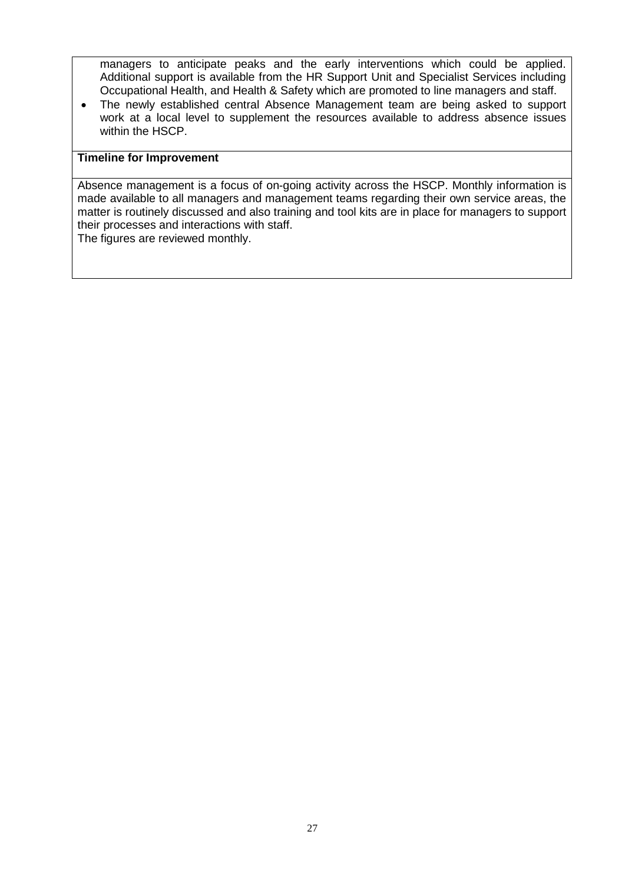managers to anticipate peaks and the early interventions which could be applied. Additional support is available from the HR Support Unit and Specialist Services including Occupational Health, and Health & Safety which are promoted to line managers and staff.

- The newly established central Absence Management team are being asked to support work at a local level to supplement the resources available to address absence issues within the HSCP.

**Timeline for Improvement**

Absence management is a focus of on-going activity across the HSCP. Monthly information is made available to all managers and management teams regarding their own service areas, the matter is routinely discussed and also training and tool kits are in place for managers to support their processes and interactions with staff.
The figures are reviewed monthly.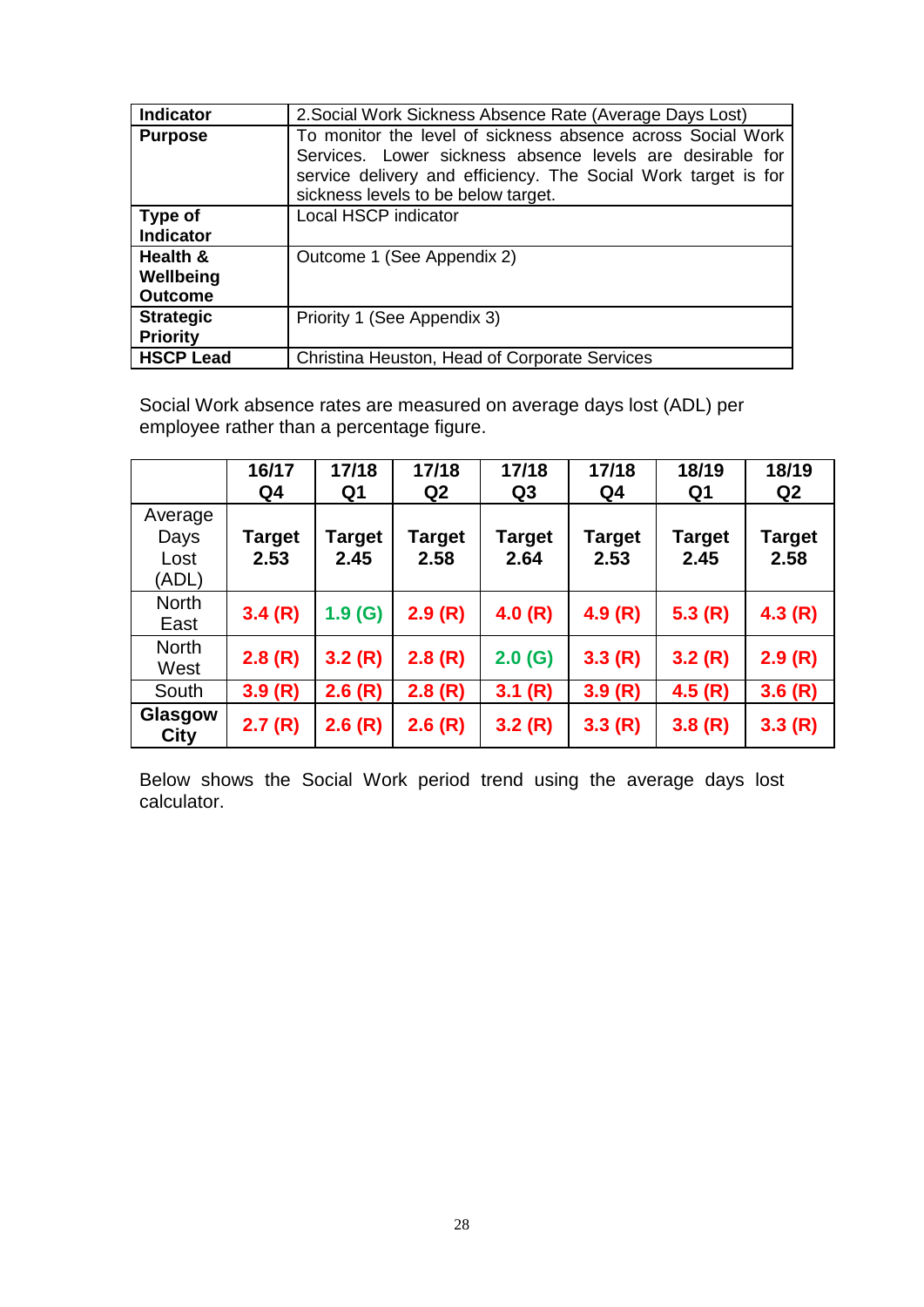| **Indicator** | 2.Social Work Sickness Absence Rate (Average Days Lost) |
|---|---|
| **Purpose** | To monitor the level of sickness absence across Social Work Services. Lower sickness absence levels are desirable for service delivery and efficiency. The Social Work target is for sickness levels to be below target. |
| **Type of Indicator** | Local HSCP indicator |
| **Health & Wellbeing Outcome** | Outcome 1 (See Appendix 2) |
| **Strategic Priority** | Priority 1 (See Appendix 3) |
| **HSCP Lead** | Christina Heuston, Head of Corporate Services |

Social Work absence rates are measured on average days lost (ADL) per employee rather than a percentage figure.

| | **16/17 Q4** | **17/18 Q1** | **17/18 Q2** | **17/18 Q3** | **17/18 Q4** | **18/19 Q1** | **18/19 Q2** |
|---|---|---|---|---|---|---|---|
| Average Days Lost (ADL) | **Target 2.53** | **Target 2.45** | **Target 2.58** | **Target 2.64** | **Target 2.53** | **Target 2.45** | **Target 2.58** |
| North East | **3.4 (R)** | **1.9 (G)** | **2.9 (R)** | **4.0 (R)** | **4.9 (R)** | **5.3 (R)** | **4.3 (R)** |
| North West | **2.8 (R)** | **3.2 (R)** | **2.8 (R)** | **2.0 (G)** | **3.3 (R)** | **3.2 (R)** | **2.9 (R)** |
| South | **3.9 (R)** | **2.6 (R)** | **2.8 (R)** | **3.1 (R)** | **3.9 (R)** | **4.5 (R)** | **3.6 (R)** |
| **Glasgow City** | **2.7 (R)** | **2.6 (R)** | **2.6 (R)** | **3.2 (R)** | **3.3 (R)** | **3.8 (R)** | **3.3 (R)** |

Below shows the Social Work period trend using the average days lost calculator.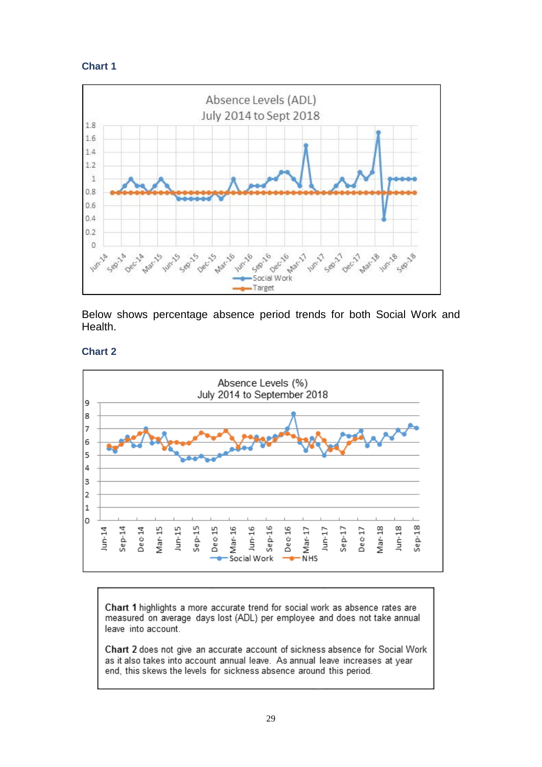**Chart 1**

Absence Levels (ADL)
July 2014 to Sept 2018

Below shows percentage absence period trends for both Social Work and Health.

**Chart 2**

Absence Levels (%)
July 2014 to September 2018

**Chart 1** highlights a more accurate trend for social work as absence rates are measured on average days lost (ADL) per employee and does not take annual leave into account.

**Chart 2** does not give an accurate account of sickness absence for Social Work as it also takes into account annual leave. As annual leave increases at year end, this skews the levels for sickness absence around this period.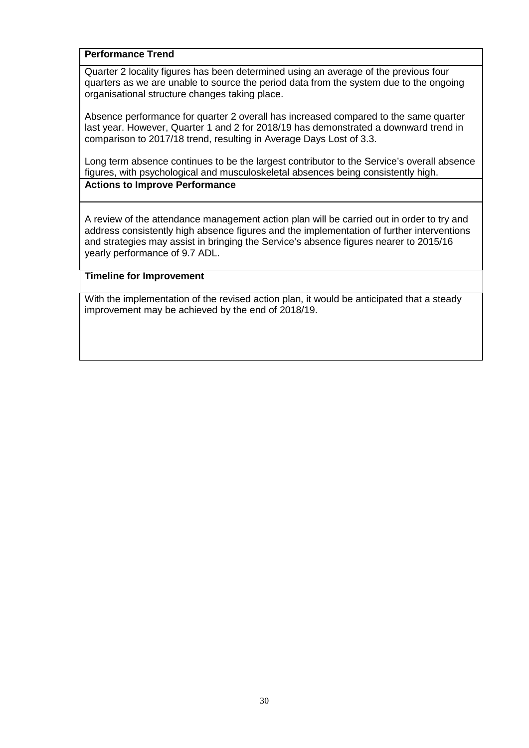**Performance Trend**

Quarter 2 locality figures has been determined using an average of the previous four quarters as we are unable to source the period data from the system due to the ongoing organisational structure changes taking place.

Absence performance for quarter 2 overall has increased compared to the same quarter last year. However, Quarter 1 and 2 for 2018/19 has demonstrated a downward trend in comparison to 2017/18 trend, resulting in Average Days Lost of 3.3.

Long term absence continues to be the largest contributor to the Service's overall absence figures, with psychological and musculoskeletal absences being consistently high.

**Actions to Improve Performance**

A review of the attendance management action plan will be carried out in order to try and address consistently high absence figures and the implementation of further interventions and strategies may assist in bringing the Service's absence figures nearer to 2015/16 yearly performance of 9.7 ADL.

**Timeline for Improvement**

With the implementation of the revised action plan, it would be anticipated that a steady improvement may be achieved by the end of 2018/19.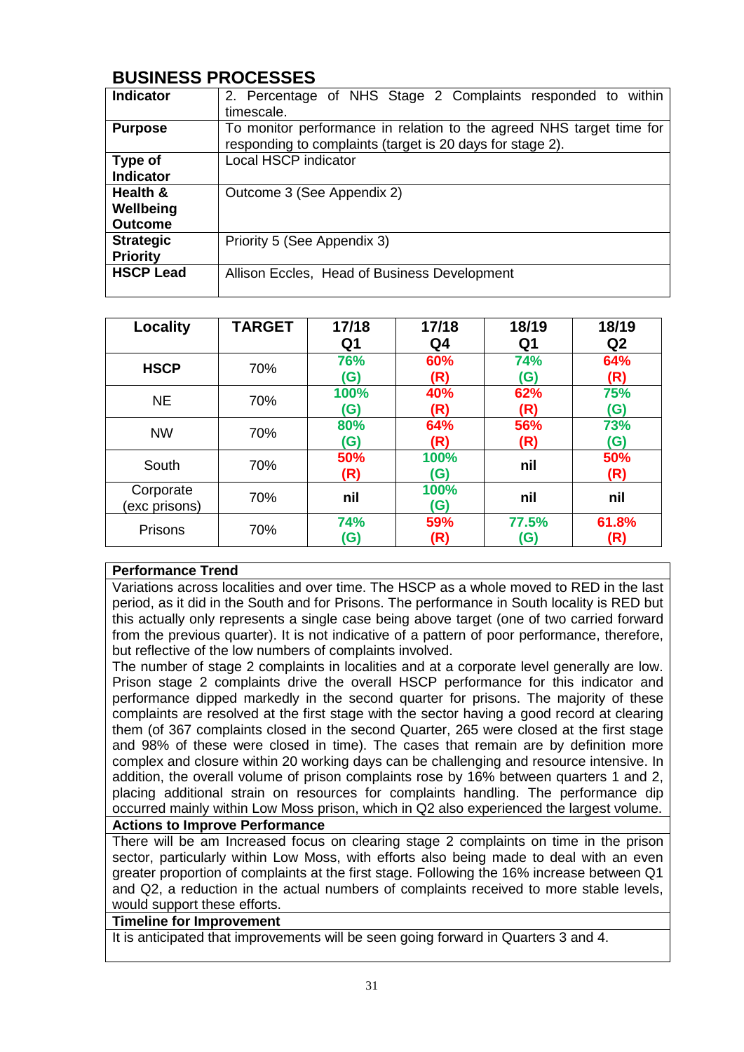## BUSINESS PROCESSES

| Indicator | 2. Percentage of NHS Stage 2 Complaints responded to within timescale. |
|---|---|
| **Purpose** | To monitor performance in relation to the agreed NHS target time for responding to complaints (target is 20 days for stage 2). |
| **Type of Indicator** | Local HSCP indicator |
| **Health & Wellbeing Outcome** | Outcome 3 (See Appendix 2) |
| **Strategic Priority** | Priority 5 (See Appendix 3) |
| **HSCP Lead** | Allison Eccles, Head of Business Development |

| Locality | TARGET | 17/18 Q1 | 17/18 Q4 | 18/19 Q1 | 18/19 Q2 |
|---|---|---|---|---|---|
| **HSCP** | 70% | **76% (G)** | **60% (R)** | **74% (G)** | **64% (R)** |
| NE | 70% | **100% (G)** | **40% (R)** | **62% (R)** | **75% (G)** |
| NW | 70% | **80% (G)** | **64% (R)** | **56% (R)** | **73% (G)** |
| South | 70% | **50% (R)** | **100% (G)** | **nil** | **50% (R)** |
| Corporate (exc prisons) | 70% | **nil** | **100% (G)** | **nil** | **nil** |
| Prisons | 70% | **74% (G)** | **59% (R)** | **77.5% (G)** | **61.8% (R)** |

**Performance Trend**

Variations across localities and over time. The HSCP as a whole moved to RED in the last period, as it did in the South and for Prisons. The performance in South locality is RED but this actually only represents a single case being above target (one of two carried forward from the previous quarter). It is not indicative of a pattern of poor performance, therefore, but reflective of the low numbers of complaints involved.

The number of stage 2 complaints in localities and at a corporate level generally are low. Prison stage 2 complaints drive the overall HSCP performance for this indicator and performance dipped markedly in the second quarter for prisons. The majority of these complaints are resolved at the first stage with the sector having a good record at clearing them (of 367 complaints closed in the second Quarter, 265 were closed at the first stage and 98% of these were closed in time). The cases that remain are by definition more complex and closure within 20 working days can be challenging and resource intensive. In addition, the overall volume of prison complaints rose by 16% between quarters 1 and 2, placing additional strain on resources for complaints handling. The performance dip occurred mainly within Low Moss prison, which in Q2 also experienced the largest volume.

**Actions to Improve Performance**

There will be am Increased focus on clearing stage 2 complaints on time in the prison sector, particularly within Low Moss, with efforts also being made to deal with an even greater proportion of complaints at the first stage. Following the 16% increase between Q1 and Q2, a reduction in the actual numbers of complaints received to more stable levels, would support these efforts.

**Timeline for Improvement**

It is anticipated that improvements will be seen going forward in Quarters 3 and 4.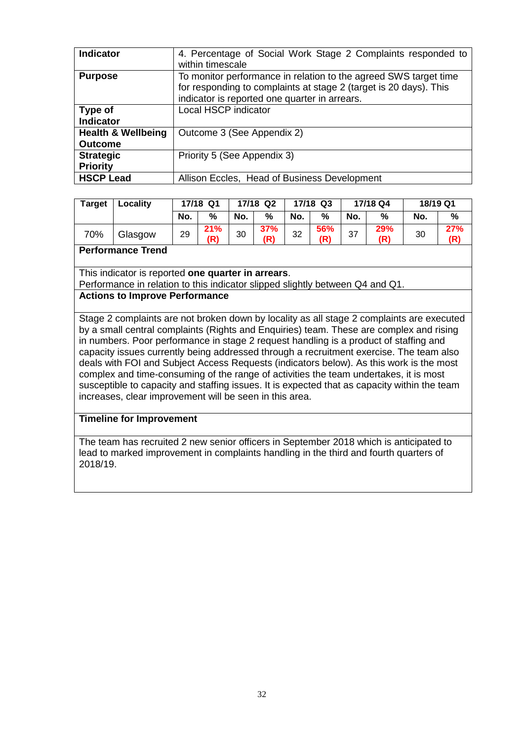| | |
|---|---|
| **Indicator** | 4. Percentage of Social Work Stage 2 Complaints responded to within timescale |
| **Purpose** | To monitor performance in relation to the agreed SWS target time for responding to complaints at stage 2 (target is 20 days). This indicator is reported one quarter in arrears. |
| **Type of Indicator** | Local HSCP indicator |
| **Health & Wellbeing Outcome** | Outcome 3 (See Appendix 2) |
| **Strategic Priority** | Priority 5 (See Appendix 3) |
| **HSCP Lead** | Allison Eccles, Head of Business Development |

| **Target** | **Locality** | **17/18 Q1** | | **17/18 Q2** | | **17/18 Q3** | | **17/18 Q4** | | **18/19 Q1** | |
|---|---|---|---|---|---|---|---|---|---|---|---|
| | | **No.** | **%** | **No.** | **%** | **No.** | **%** | **No.** | **%** | **No.** | **%** |
| 70% | Glasgow | 29 | **21% (R)** | 30 | **37% (R)** | 32 | **56% (R)** | 37 | **29% (R)** | 30 | **27% (R)** |

**Performance Trend**

This indicator is reported **one quarter in arrears**.
Performance in relation to this indicator slipped slightly between Q4 and Q1.

**Actions to Improve Performance**

Stage 2 complaints are not broken down by locality as all stage 2 complaints are executed by a small central complaints (Rights and Enquiries) team. These are complex and rising in numbers. Poor performance in stage 2 request handling is a product of staffing and capacity issues currently being addressed through a recruitment exercise. The team also deals with FOI and Subject Access Requests (indicators below). As this work is the most complex and time-consuming of the range of activities the team undertakes, it is most susceptible to capacity and staffing issues. It is expected that as capacity within the team increases, clear improvement will be seen in this area.

**Timeline for Improvement**

The team has recruited 2 new senior officers in September 2018 which is anticipated to lead to marked improvement in complaints handling in the third and fourth quarters of 2018/19.